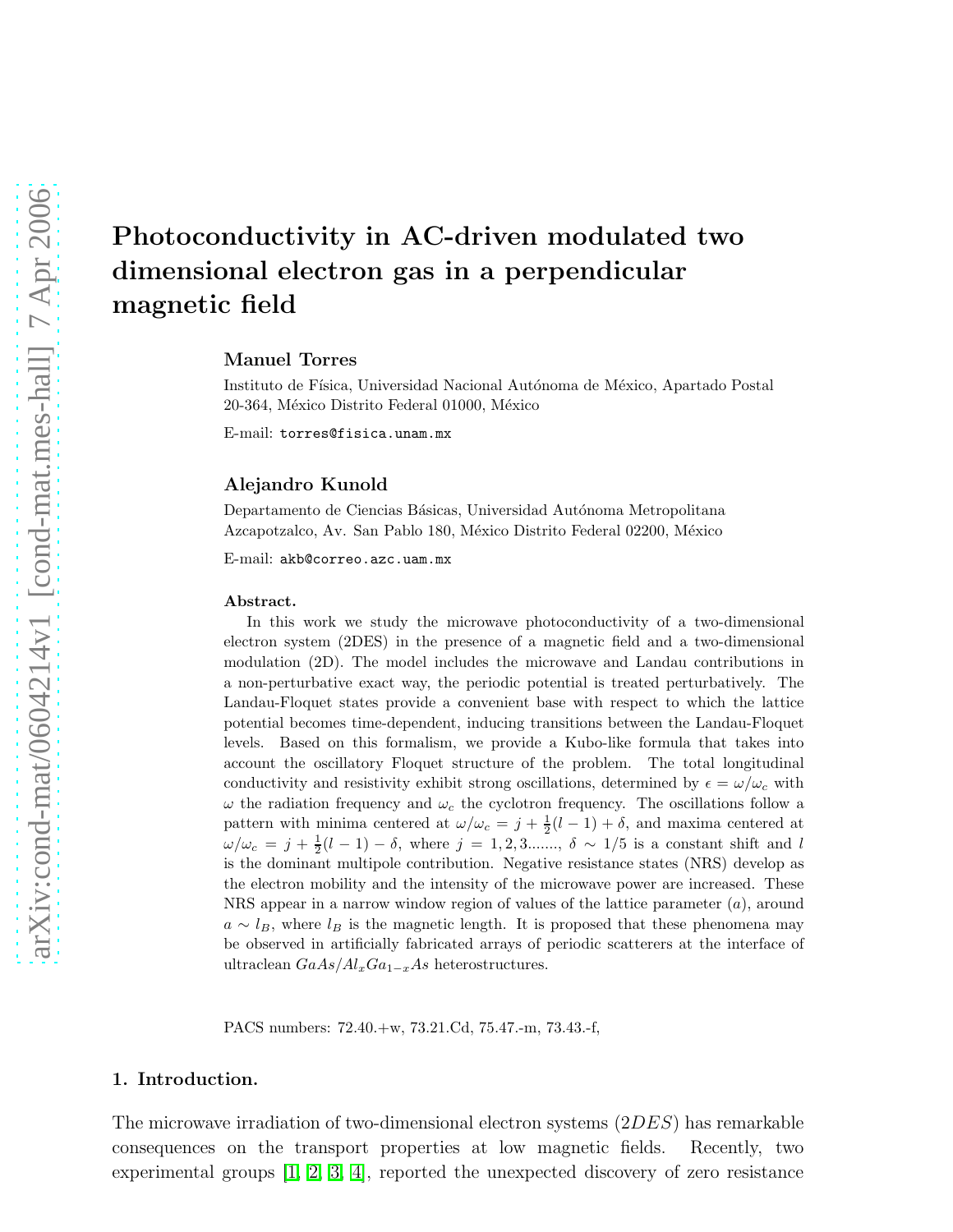# Photoconductivity in AC-driven modulated two dimensional electron gas in a perpendicular magnetic field

**Manuel Torres**

Instituto de Física, Universidad Nacional Autónoma de México, Apartado Postal 20-364, México Distrito Federal 01000, México

E-mail: torres@fisica.unam.mx

**Alejandro Kunold**

Departamento de Ciencias Básicas, Universidad Autónoma Metropolitana Azcapotzalco, Av. San Pablo 180, México Distrito Federal 02200, México

E-mail: akb@correo.azc.uam.mx

**Abstract.** In this work we study the microwave photoconductivity of a two-dimensional electron system (2DES) in the presence of a magnetic field and a two-dimensional modulation (2D). The model includes the microwave and Landau contributions in a non-perturbative exact way, the periodic potential is treated perturbatively. The Landau-Floquet states provide a convenient base with respect to which the lattice potential becomes time-dependent, inducing transitions between the Landau-Floquet levels. Based on this formalism, we provide a Kubo-like formula that takes into account the oscillatory Floquet structure of the problem. The total longitudinal conductivity and resistivity exhibit strong oscillations, determined by $\epsilon = \omega/\omega_c$ with $\omega$ the radiation frequency and $\omega_c$ the cyclotron frequency. The oscillations follow a pattern with minima centered at $\omega/\omega_c = j + \frac{1}{2}(l-1) + \delta$, and maxima centered at $\omega/\omega_c = j + \frac{1}{2}(l-1) - \delta$, where $j = 1, 2, 3.......$, $\delta \sim 1/5$ is a constant shift and $l$ is the dominant multipole contribution. Negative resistance states (NRS) develop as the electron mobility and the intensity of the microwave power are increased. These NRS appear in a narrow window region of values of the lattice parameter ($a$), around $a \sim l_B$, where $l_B$ is the magnetic length. It is proposed that these phenomena may be observed in artificially fabricated arrays of periodic scatterers at the interface of ultraclean $GaAs/Al_xGa_{1-x}As$ heterostructures.

PACS numbers: 72.40.+w, 73.21.Cd, 75.47.-m, 73.43.-f,

## 1. Introduction.

The microwave irradiation of two-dimensional electron systems ($2DES$) has remarkable consequences on the transport properties at low magnetic fields. Recently, two experimental groups [1, 2, 3, 4], reported the unexpected discovery of zero resistance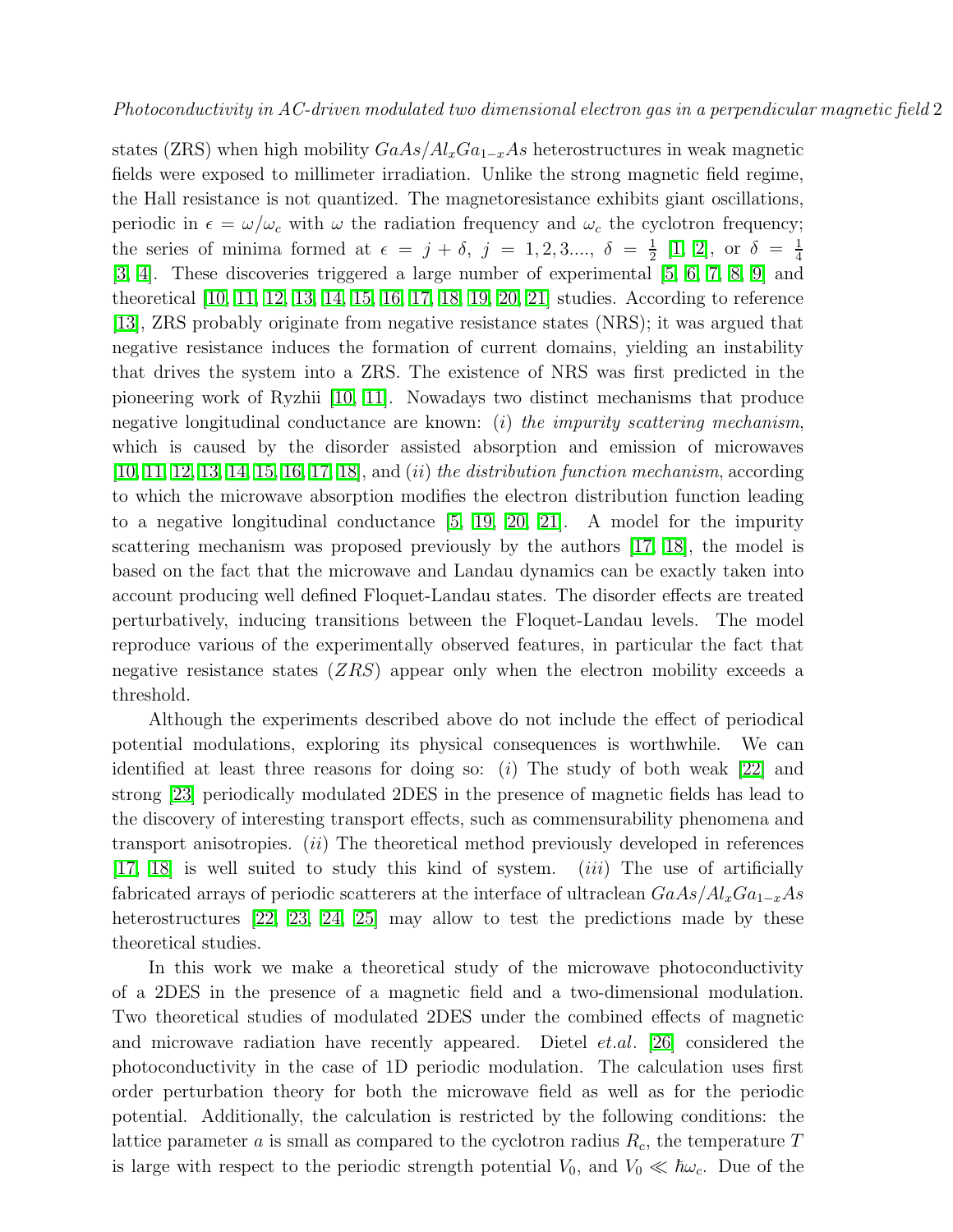states (ZRS) when high mobility $GaAs/Al_xGa_{1-x}As$ heterostructures in weak magnetic fields were exposed to millimeter irradiation. Unlike the strong magnetic field regime, the Hall resistance is not quantized. The magnetoresistance exhibits giant oscillations, periodic in $\epsilon = \omega/\omega_c$ with $\omega$ the radiation frequency and $\omega_c$ the cyclotron frequency; the series of minima formed at $\epsilon = j + \delta$, $j = 1, 2, 3....$, $\delta = \frac{1}{2}$ [1, 2], or $\delta = \frac{1}{4}$ [3, 4]. These discoveries triggered a large number of experimental [5, 6, 7, 8, 9] and theoretical [10, 11, 12, 13, 14, 15, 16, 17, 18, 19, 20, 21] studies. According to reference [13], ZRS probably originate from negative resistance states (NRS); it was argued that negative resistance induces the formation of current domains, yielding an instability that drives the system into a ZRS. The existence of NRS was first predicted in the pioneering work of Ryzhii [10, 11]. Nowadays two distinct mechanisms that produce negative longitudinal conductance are known: (*i*) *the impurity scattering mechanism*, which is caused by the disorder assisted absorption and emission of microwaves [10, 11, 12, 13, 14, 15, 16, 17, 18], and (*ii*) *the distribution function mechanism*, according to which the microwave absorption modifies the electron distribution function leading to a negative longitudinal conductance [5, 19, 20, 21]. A model for the impurity scattering mechanism was proposed previously by the authors [17, 18], the model is based on the fact that the microwave and Landau dynamics can be exactly taken into account producing well defined Floquet-Landau states. The disorder effects are treated perturbatively, inducing transitions between the Floquet-Landau levels. The model reproduce various of the experimentally observed features, in particular the fact that negative resistance states ($ZRS$) appear only when the electron mobility exceeds a threshold.

Although the experiments described above do not include the effect of periodical potential modulations, exploring its physical consequences is worthwhile. We can identified at least three reasons for doing so: (*i*) The study of both weak [22] and strong [23] periodically modulated 2DES in the presence of magnetic fields has lead to the discovery of interesting transport effects, such as commensurability phenomena and transport anisotropies. (*ii*) The theoretical method previously developed in references [17, 18] is well suited to study this kind of system. (*iii*) The use of artificially fabricated arrays of periodic scatterers at the interface of ultraclean $GaAs/Al_xGa_{1-x}As$ heterostructures [22, 23, 24, 25] may allow to test the predictions made by these theoretical studies.

In this work we make a theoretical study of the microwave photoconductivity of a 2DES in the presence of a magnetic field and a two-dimensional modulation. Two theoretical studies of modulated 2DES under the combined effects of magnetic and microwave radiation have recently appeared. Dietel *et.al*. [26] considered the photoconductivity in the case of 1D periodic modulation. The calculation uses first order perturbation theory for both the microwave field as well as for the periodic potential. Additionally, the calculation is restricted by the following conditions: the lattice parameter $a$ is small as compared to the cyclotron radius $R_c$, the temperature $T$ is large with respect to the periodic strength potential $V_0$, and $V_0 \ll \hbar\omega_c$. Due of the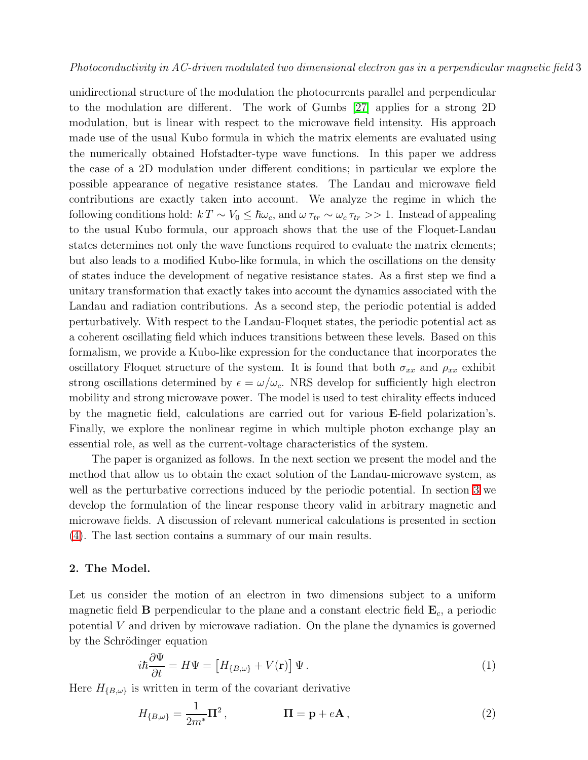unidirectional structure of the modulation the photocurrents parallel and perpendicular to the modulation are different. The work of Gumbs [27] applies for a strong 2D modulation, but is linear with respect to the microwave field intensity. His approach made use of the usual Kubo formula in which the matrix elements are evaluated using the numerically obtained Hofstadter-type wave functions. In this paper we address the case of a 2D modulation under different conditions; in particular we explore the possible appearance of negative resistance states. The Landau and microwave field contributions are exactly taken into account. We analyze the regime in which the following conditions hold: $k\,T \sim V_0 \leq \hbar\omega_c$, and $\omega\,\tau_{tr} \sim \omega_c\,\tau_{tr} >> 1$. Instead of appealing to the usual Kubo formula, our approach shows that the use of the Floquet-Landau states determines not only the wave functions required to evaluate the matrix elements; but also leads to a modified Kubo-like formula, in which the oscillations on the density of states induce the development of negative resistance states. As a first step we find a unitary transformation that exactly takes into account the dynamics associated with the Landau and radiation contributions. As a second step, the periodic potential is added perturbatively. With respect to the Landau-Floquet states, the periodic potential act as a coherent oscillating field which induces transitions between these levels. Based on this formalism, we provide a Kubo-like expression for the conductance that incorporates the oscillatory Floquet structure of the system. It is found that both $\sigma_{xx}$ and $\rho_{xx}$ exhibit strong oscillations determined by $\epsilon = \omega/\omega_c$. NRS develop for sufficiently high electron mobility and strong microwave power. The model is used to test chirality effects induced by the magnetic field, calculations are carried out for various $\mathbf{E}$-field polarization's. Finally, we explore the nonlinear regime in which multiple photon exchange play an essential role, as well as the current-voltage characteristics of the system.

The paper is organized as follows. In the next section we present the model and the method that allow us to obtain the exact solution of the Landau-microwave system, as well as the perturbative corrections induced by the periodic potential. In section 3 we develop the formulation of the linear response theory valid in arbitrary magnetic and microwave fields. A discussion of relevant numerical calculations is presented in section (4). The last section contains a summary of our main results.

## 2. The Model.

Let us consider the motion of an electron in two dimensions subject to a uniform magnetic field $\mathbf{B}$ perpendicular to the plane and a constant electric field $\mathbf{E}_c$, a periodic potential $V$ and driven by microwave radiation. On the plane the dynamics is governed by the Schrödinger equation

$$i\hbar\frac{\partial\Psi}{\partial t} = H\Psi = \left[H_{\{B,\omega\}} + V(\mathbf{r})\right]\Psi\,. \tag{1}$$

Here $H_{\{B,\omega\}}$ is written in term of the covariant derivative

$$H_{\{B,\omega\}} = \frac{1}{2m^*}\mathbf{\Pi}^2\,, \qquad\qquad \mathbf{\Pi} = \mathbf{p} + e\mathbf{A}\,, \tag{2}$$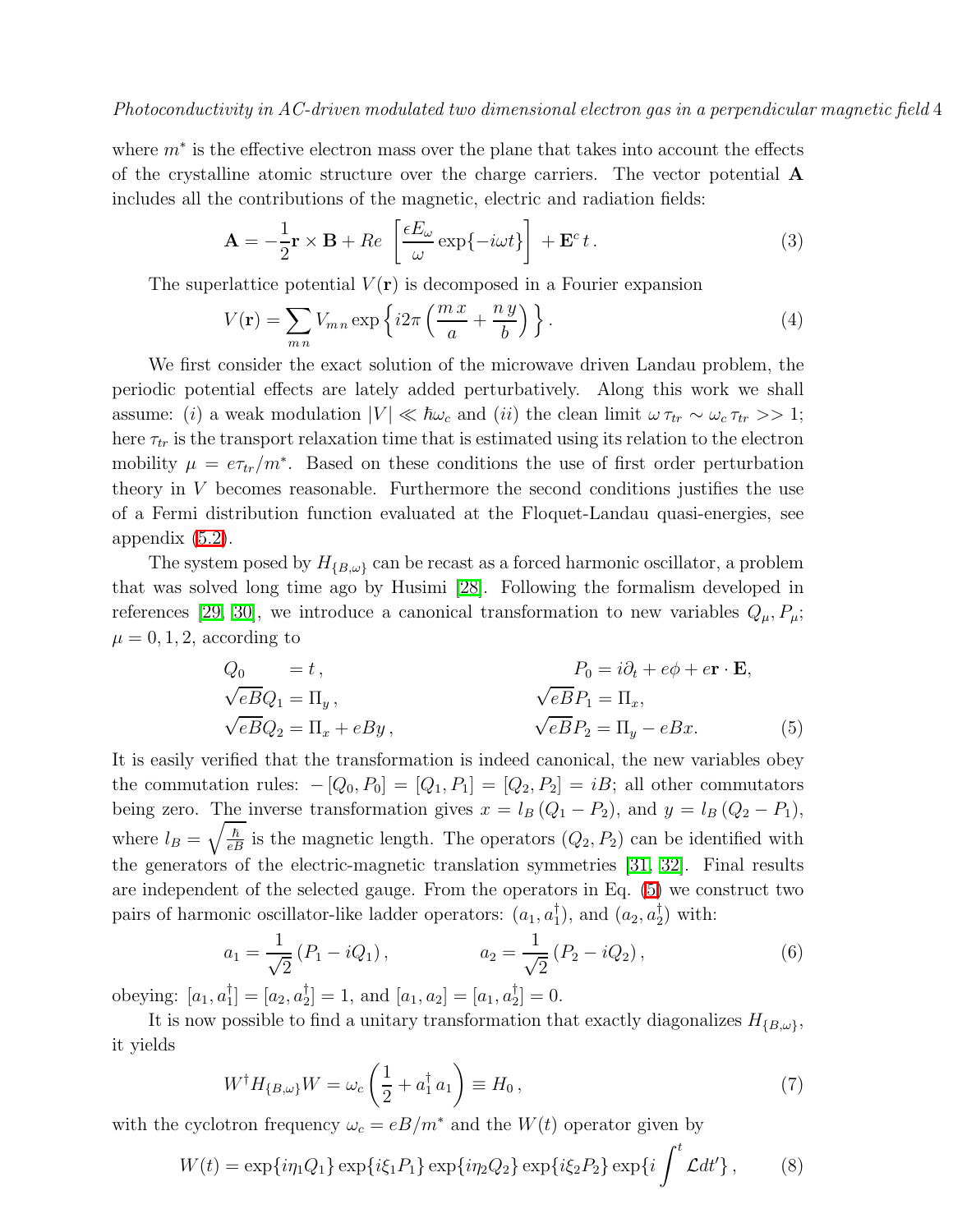where $m^*$ is the effective electron mass over the plane that takes into account the effects of the crystalline atomic structure over the charge carriers. The vector potential $\mathbf{A}$ includes all the contributions of the magnetic, electric and radiation fields:

$$\mathbf{A} = -\frac{1}{2}\mathbf{r} \times \mathbf{B} + Re\,\left[\frac{\epsilon E_\omega}{\omega}\exp\{-i\omega t\}\right] + \mathbf{E}^c\, t\,. \tag{3}$$

The superlattice potential $V(\mathbf{r})$ is decomposed in a Fourier expansion

$$V(\mathbf{r}) = \sum_{m\,n} V_{m\,n} \exp\left\{ i2\pi\left(\frac{m\,x}{a} + \frac{n\,y}{b}\right)\right\}. \tag{4}$$

We first consider the exact solution of the microwave driven Landau problem, the periodic potential effects are lately added perturbatively. Along this work we shall assume: $(i)$ a weak modulation $|V| \ll \hbar\omega_c$ and $(ii)$ the clean limit $\omega\,\tau_{tr} \sim \omega_c\,\tau_{tr} >> 1$; here $\tau_{tr}$ is the transport relaxation time that is estimated using its relation to the electron mobility $\mu = e\tau_{tr}/m^*$. Based on these conditions the use of first order perturbation theory in $V$ becomes reasonable. Furthermore the second conditions justifies the use of a Fermi distribution function evaluated at the Floquet-Landau quasi-energies, see appendix (5.2).

The system posed by $H_{\{B,\omega\}}$ can be recast as a forced harmonic oscillator, a problem that was solved long time ago by Husimi [28]. Following the formalism developed in references [29, 30], we introduce a canonical transformation to new variables $Q_\mu, P_\mu$; $\mu = 0, 1, 2$, according to

$$\begin{aligned}
Q_0 &= t\,, & P_0 &= i\partial_t + e\phi + e\mathbf{r}\cdot\mathbf{E},\\
\sqrt{eB}Q_1 &= \Pi_y\,, & \sqrt{eB}P_1 &= \Pi_x,\\
\sqrt{eB}Q_2 &= \Pi_x + eBy\,, & \sqrt{eB}P_2 &= \Pi_y - eBx.
\end{aligned} \tag{5}$$

It is easily verified that the transformation is indeed canonical, the new variables obey the commutation rules: $-[Q_0, P_0] = [Q_1, P_1] = [Q_2, P_2] = iB$; all other commutators being zero. The inverse transformation gives $x = l_B\,(Q_1 - P_2)$, and $y = l_B\,(Q_2 - P_1)$, where $l_B = \sqrt{\frac{\hbar}{eB}}$ is the magnetic length. The operators $(Q_2, P_2)$ can be identified with the generators of the electric-magnetic translation symmetries [31, 32]. Final results are independent of the selected gauge. From the operators in Eq. (5) we construct two pairs of harmonic oscillator-like ladder operators: $(a_1, a_1^\dagger)$, and $(a_2, a_2^\dagger)$ with:

$$a_1 = \frac{1}{\sqrt{2}}\left(P_1 - iQ_1\right), \qquad a_2 = \frac{1}{\sqrt{2}}\left(P_2 - iQ_2\right), \tag{6}$$

obeying: $[a_1, a_1^\dagger] = [a_2, a_2^\dagger] = 1$, and $[a_1, a_2] = [a_1, a_2^\dagger] = 0$.

It is now possible to find a unitary transformation that exactly diagonalizes $H_{\{B,\omega\}}$, it yields

$$W^\dagger H_{\{B,\omega\}} W = \omega_c\left(\frac{1}{2} + a_1^\dagger\, a_1\right) \equiv H_0\,, \tag{7}$$

with the cyclotron frequency $\omega_c = eB/m^*$ and the $W(t)$ operator given by

$$W(t) = \exp\{i\eta_1 Q_1\}\exp\{i\xi_1 P_1\}\exp\{i\eta_2 Q_2\}\exp\{i\xi_2 P_2\}\exp\{i\int^t \mathcal{L}dt'\}\,, \tag{8}$$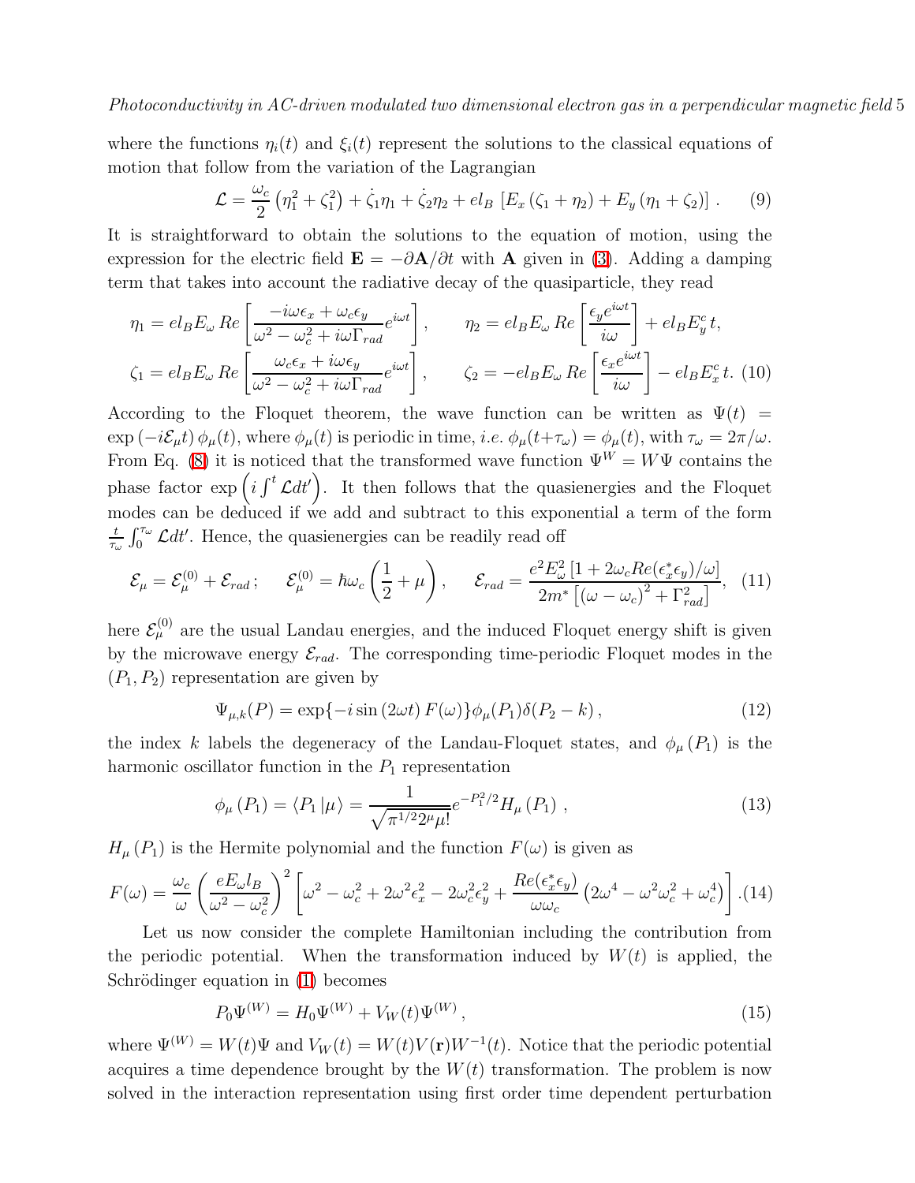where the functions $\eta_i(t)$ and $\xi_i(t)$ represent the solutions to the classical equations of motion that follow from the variation of the Lagrangian

$$\mathcal{L} = \frac{\omega_c}{2}\left(\eta_1^2 + \zeta_1^2\right) + \dot{\zeta}_1\eta_1 + \dot{\zeta}_2\eta_2 + el_B\left[E_x\left(\zeta_1 + \eta_2\right) + E_y\left(\eta_1 + \zeta_2\right)\right]. \quad (9)$$

It is straightforward to obtain the solutions to the equation of motion, using the expression for the electric field $\mathbf{E} = -\partial\mathbf{A}/\partial t$ with $\mathbf{A}$ given in (3). Adding a damping term that takes into account the radiative decay of the quasiparticle, they read

$$\eta_1 = el_B E_\omega\, Re\left[\frac{-i\omega\epsilon_x + \omega_c\epsilon_y}{\omega^2 - \omega_c^2 + i\omega\Gamma_{rad}}e^{i\omega t}\right], \qquad \eta_2 = el_B E_\omega\, Re\left[\frac{\epsilon_y e^{i\omega t}}{i\omega}\right] + el_B E_y^c\, t,$$

$$\zeta_1 = el_B E_\omega\, Re\left[\frac{\omega_c\epsilon_x + i\omega\epsilon_y}{\omega^2 - \omega_c^2 + i\omega\Gamma_{rad}}e^{i\omega t}\right], \qquad \zeta_2 = -el_B E_\omega\, Re\left[\frac{\epsilon_x e^{i\omega t}}{i\omega}\right] - el_B E_x^c\, t. \quad (10)$$

According to the Floquet theorem, the wave function can be written as $\Psi(t) = \exp\left(-i\mathcal{E}_\mu t\right)\phi_\mu(t)$, where $\phi_\mu(t)$ is periodic in time, *i.e.* $\phi_\mu(t+\tau_\omega) = \phi_\mu(t)$, with $\tau_\omega = 2\pi/\omega$. From Eq. (8) it is noticed that the transformed wave function $\Psi^W = W\Psi$ contains the phase factor $\exp\left(i\int^t \mathcal{L}dt'\right)$. It then follows that the quasienergies and the Floquet modes can be deduced if we add and subtract to this exponential a term of the form $\frac{t}{\tau_\omega}\int_0^{\tau_\omega}\mathcal{L}dt'$. Hence, the quasienergies can be readily read off

$$\mathcal{E}_\mu = \mathcal{E}_\mu^{(0)} + \mathcal{E}_{rad}\,; \qquad \mathcal{E}_\mu^{(0)} = \hbar\omega_c\left(\frac{1}{2} + \mu\right), \qquad \mathcal{E}_{rad} = \frac{e^2E_\omega^2\left[1 + 2\omega_c Re(\epsilon_x^*\epsilon_y)/\omega\right]}{2m^*\left[\left(\omega - \omega_c\right)^2 + \Gamma_{rad}^2\right]}, \quad (11)$$

here $\mathcal{E}_\mu^{(0)}$ are the usual Landau energies, and the induced Floquet energy shift is given by the microwave energy $\mathcal{E}_{rad}$. The corresponding time-periodic Floquet modes in the $(P_1, P_2)$ representation are given by

$$\Psi_{\mu,k}(P) = \exp\{-i\sin\left(2\omega t\right)F(\omega)\}\phi_\mu(P_1)\delta(P_2 - k)\,, \quad (12)$$

the index $k$ labels the degeneracy of the Landau-Floquet states, and $\phi_\mu\left(P_1\right)$ is the harmonic oscillator function in the $P_1$ representation

$$\phi_\mu\left(P_1\right) = \langle P_1\left|\mu\right\rangle = \frac{1}{\sqrt{\pi^{1/2}2^\mu\mu!}}e^{-P_1^2/2}H_\mu\left(P_1\right)\,, \quad (13)$$

$H_\mu\left(P_1\right)$ is the Hermite polynomial and the function $F(\omega)$ is given as

$$F(\omega) = \frac{\omega_c}{\omega}\left(\frac{eE_\omega l_B}{\omega^2 - \omega_c^2}\right)^2\left[\omega^2 - \omega_c^2 + 2\omega^2\epsilon_x^2 - 2\omega_c^2\epsilon_y^2 + \frac{Re(\epsilon_x^*\epsilon_y)}{\omega\omega_c}\left(2\omega^4 - \omega^2\omega_c^2 + \omega_c^4\right)\right]. \quad (14)$$

Let us now consider the complete Hamiltonian including the contribution from the periodic potential. When the transformation induced by $W(t)$ is applied, the Schrödinger equation in (1) becomes

$$P_0\Psi^{(W)} = H_0\Psi^{(W)} + V_W(t)\Psi^{(W)}\,, \quad (15)$$

where $\Psi^{(W)} = W(t)\Psi$ and $V_W(t) = W(t)V(\mathbf{r})W^{-1}(t)$. Notice that the periodic potential acquires a time dependence brought by the $W(t)$ transformation. The problem is now solved in the interaction representation using first order time dependent perturbation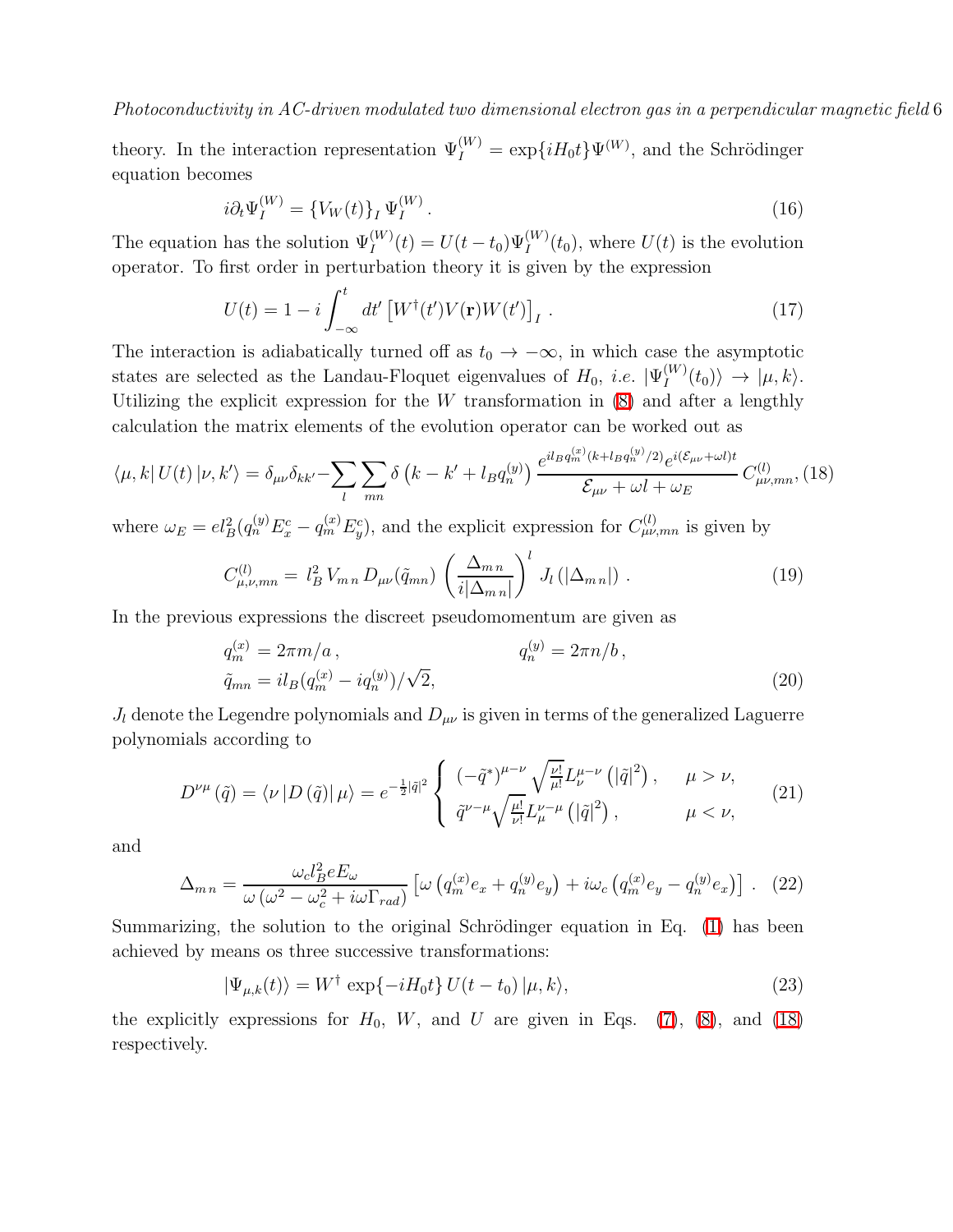theory. In the interaction representation $\Psi_I^{(W)} = \exp\{iH_0 t\}\Psi^{(W)}$, and the Schrödinger equation becomes

$$
i\partial_t \Psi_I^{(W)} = \{V_W(t)\}_I \, \Psi_I^{(W)} . \tag{16}
$$

The equation has the solution $\Psi_I^{(W)}(t) = U(t-t_0)\Psi_I^{(W)}(t_0)$, where $U(t)$ is the evolution operator. To first order in perturbation theory it is given by the expression

$$
U(t) = 1 - i\int_{-\infty}^{t} dt' \left[W^\dagger(t')V(\mathbf{r})W(t')\right]_I . \tag{17}
$$

The interaction is adiabatically turned off as $t_0 \to -\infty$, in which case the asymptotic states are selected as the Landau-Floquet eigenvalues of $H_0$, *i.e.* $|\Psi_I^{(W)}(t_0)\rangle \to |\mu, k\rangle$. Utilizing the explicit expression for the $W$ transformation in (8) and after a lengthly calculation the matrix elements of the evolution operator can be worked out as

$$
\langle \mu, k|\, U(t)\, |\nu, k'\rangle = \delta_{\mu\nu}\delta_{kk'} - \sum_l \sum_{mn} \delta\left(k - k' + l_B q_n^{(y)}\right) \frac{e^{il_B q_m^{(x)}(k + l_B q_n^{(y)}/2)} e^{i(\mathcal{E}_{\mu\nu} + \omega l)t}}{\mathcal{E}_{\mu\nu} + \omega l + \omega_E}\, C_{\mu\nu,mn}^{(l)}, \tag{18}
$$

where $\omega_E = e l_B^2 (q_n^{(y)} E_x^c - q_m^{(x)} E_y^c)$, and the explicit expression for $C_{\mu\nu,mn}^{(l)}$ is given by

$$
C_{\mu,\nu,mn}^{(l)} = \, l_B^2 \, V_{m\,n} \, D_{\mu\nu}(\tilde{q}_{mn}) \left(\frac{\Delta_{m\,n}}{i|\Delta_{m\,n}|}\right)^l J_l\left(|\Delta_{m\,n}|\right) . \tag{19}
$$

In the previous expressions the discreet pseudomomentum are given as

$$
\begin{aligned}
&q_m^{(x)} = 2\pi m/a\,, \qquad\qquad\qquad q_n^{(y)} = 2\pi n/b\,, \\
&\tilde{q}_{mn} = i l_B (q_m^{(x)} - i q_n^{(y)})/\sqrt{2},
\end{aligned} \tag{20}
$$

$J_l$ denote the Legendre polynomials and $D_{\mu\nu}$ is given in terms of the generalized Laguerre polynomials according to

$$
D^{\nu\mu}\left(\tilde{q}\right) = \langle \nu \left| D\left(\tilde{q}\right)\right| \mu\rangle = e^{-\frac{1}{2}|\tilde{q}|^2} \begin{cases} (-\tilde{q}^*)^{\mu-\nu}\sqrt{\frac{\nu!}{\mu!}} L_\nu^{\mu-\nu}\left(|\tilde{q}|^2\right), & \mu > \nu, \\ \tilde{q}^{\nu-\mu}\sqrt{\frac{\mu!}{\nu!}} L_\mu^{\nu-\mu}\left(|\tilde{q}|^2\right), & \mu < \nu, \end{cases} \tag{21}
$$

and

$$
\Delta_{m\,n} = \frac{\omega_c l_B^2 e E_\omega}{\omega\left(\omega^2 - \omega_c^2 + i\omega\Gamma_{rad}\right)} \left[\omega\left(q_m^{(x)} e_x + q_n^{(y)} e_y\right) + i\omega_c\left(q_m^{(x)} e_y - q_n^{(y)} e_x\right)\right] . \tag{22}
$$

Summarizing, the solution to the original Schrödinger equation in Eq. (1) has been achieved by means os three successive transformations:

$$
|\Psi_{\mu,k}(t)\rangle = W^\dagger \exp\{-iH_0 t\}\, U(t-t_0)\, |\mu, k\rangle, \tag{23}
$$

the explicitly expressions for $H_0$, $W$, and $U$ are given in Eqs. (7), (8), and (18) respectively.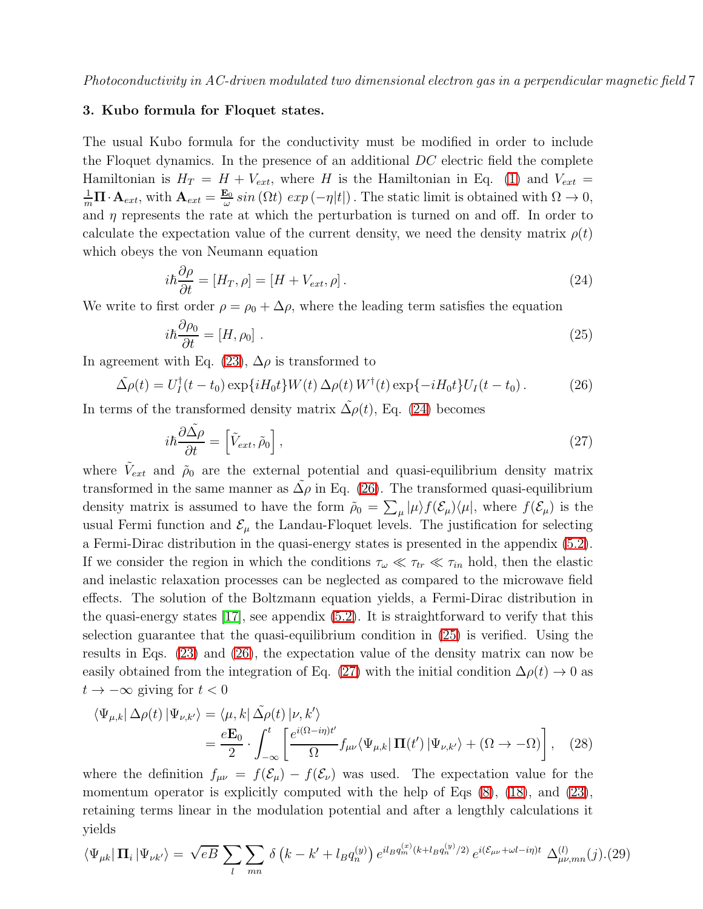### 3. Kubo formula for Floquet states.

The usual Kubo formula for the conductivity must be modified in order to include the Floquet dynamics. In the presence of an additional $DC$ electric field the complete Hamiltonian is $H_T = H + V_{ext}$, where $H$ is the Hamiltonian in Eq. (1) and $V_{ext} = \frac{1}{m}\mathbf{\Pi}\cdot\mathbf{A}_{ext}$, with $\mathbf{A}_{ext} = \frac{\mathbf{E}_0}{\omega}\, sin\,(\Omega t)\; exp\,(-\eta|t|)$ . The static limit is obtained with $\Omega \to 0$, and $\eta$ represents the rate at which the perturbation is turned on and off. In order to calculate the expectation value of the current density, we need the density matrix $\rho(t)$ which obeys the von Neumann equation

$$i\hbar\frac{\partial\rho}{\partial t} = [H_T, \rho] = [H + V_{ext}, \rho]\,. \tag{24}$$

We write to first order $\rho = \rho_0 + \Delta\rho$, where the leading term satisfies the equation

$$i\hbar\frac{\partial\rho_0}{\partial t} = [H, \rho_0]\;. \tag{25}$$

In agreement with Eq. (23), $\Delta\rho$ is transformed to

$$\tilde{\Delta\rho}(t) = U_I^\dagger(t-t_0)\exp\{iH_0 t\}W(t)\,\Delta\rho(t)\,W^\dagger(t)\exp\{-iH_0 t\}U_I(t-t_0)\,. \tag{26}$$

In terms of the transformed density matrix $\tilde{\Delta\rho}(t)$, Eq. (24) becomes

$$i\hbar\frac{\partial\tilde{\Delta\rho}}{\partial t} = \left[\tilde{V}_{ext}, \tilde{\rho}_0\right], \tag{27}$$

where $\tilde{V}_{ext}$ and $\tilde{\rho}_0$ are the external potential and quasi-equilibrium density matrix transformed in the same manner as $\tilde{\Delta\rho}$ in Eq. (26). The transformed quasi-equilibrium density matrix is assumed to have the form $\tilde{\rho}_0 = \sum_\mu |\mu\rangle f(\mathcal{E}_\mu)\langle\mu|$, where $f(\mathcal{E}_\mu)$ is the usual Fermi function and $\mathcal{E}_\mu$ the Landau-Floquet levels. The justification for selecting a Fermi-Dirac distribution in the quasi-energy states is presented in the appendix (5.2). If we consider the region in which the conditions $\tau_\omega \ll \tau_{tr} \ll \tau_{in}$ hold, then the elastic and inelastic relaxation processes can be neglected as compared to the microwave field effects. The solution of the Boltzmann equation yields, a Fermi-Dirac distribution in the quasi-energy states [17], see appendix (5.2). It is straightforward to verify that this selection guarantee that the quasi-equilibrium condition in (25) is verified. Using the results in Eqs. (23) and (26), the expectation value of the density matrix can now be easily obtained from the integration of Eq. (27) with the initial condition $\Delta\rho(t) \to 0$ as $t \to -\infty$ giving for $t < 0$

$$\begin{aligned}\langle\Psi_{\mu,k}|\,\Delta\rho(t)\,|\Psi_{\nu,k'}\rangle &= \langle\mu,k|\,\tilde{\Delta\rho}(t)\,|\nu,k'\rangle \\ &= \frac{e\mathbf{E}_0}{2}\cdot\int_{-\infty}^{t}\left[\frac{e^{i(\Omega-i\eta)t'}}{\Omega}f_{\mu\nu}\langle\Psi_{\mu,k}|\,\mathbf{\Pi}(t')\,|\Psi_{\nu,k'}\rangle + (\Omega\to-\Omega)\right],\end{aligned} \tag{28}$$

where the definition $f_{\mu\nu} = f(\mathcal{E}_\mu) - f(\mathcal{E}_\nu)$ was used. The expectation value for the momentum operator is explicitly computed with the help of Eqs (8), (18), and (23), retaining terms linear in the modulation potential and after a lengthly calculations it yields

$$\langle\Psi_{\mu k}|\,\mathbf{\Pi}_i\,|\Psi_{\nu k'}\rangle = \sqrt{eB}\sum_l\sum_{mn}\delta\left(k-k'+l_Bq_n^{(y)}\right)e^{il_Bq_m^{(x)}(k+l_Bq_n^{(y)}/2)}\,e^{i(\mathcal{E}_{\mu\nu}+\omega l-i\eta)t}\;\Delta^{(l)}_{\mu\nu,mn}(j). \tag{29}$$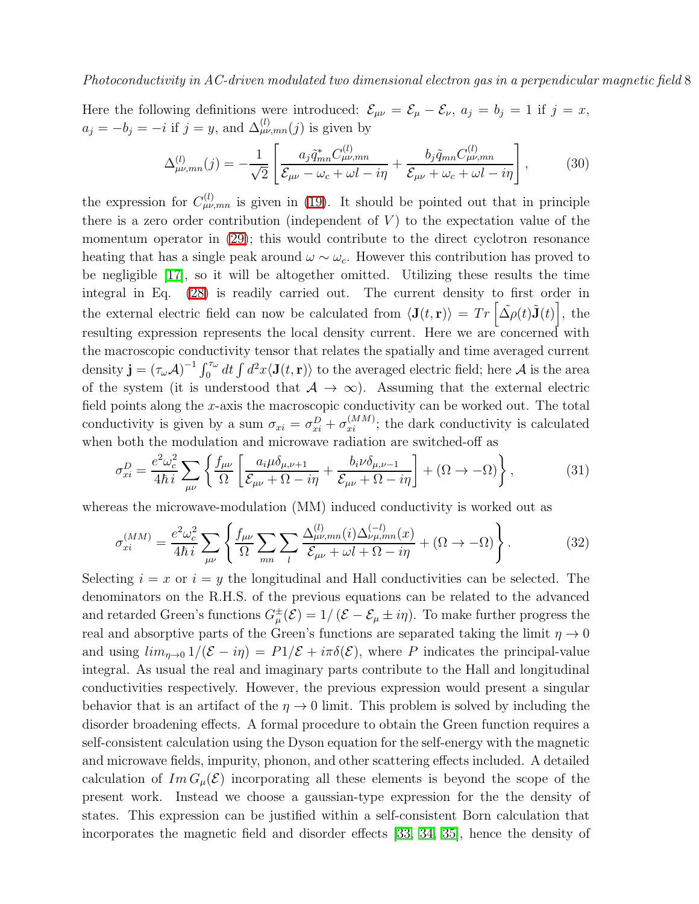Here the following definitions were introduced: $\mathcal{E}_{\mu\nu} = \mathcal{E}_\mu - \mathcal{E}_\nu$, $a_j = b_j = 1$ if $j = x$, $a_j = -b_j = -i$ if $j = y$, and $\Delta^{(l)}_{\mu\nu,mn}(j)$ is given by

$$\Delta^{(l)}_{\mu\nu,mn}(j) = -\frac{1}{\sqrt{2}}\left[\frac{a_j \tilde{q}^*_{mn} C^{(l)}_{\mu\nu,mn}}{\mathcal{E}_{\mu\nu} - \omega_c + \omega l - i\eta} + \frac{b_j \tilde{q}_{mn} C^{(l)}_{\mu\nu,mn}}{\mathcal{E}_{\mu\nu} + \omega_c + \omega l - i\eta}\right], \tag{30}$$

the expression for $C^{(l)}_{\mu\nu,mn}$ is given in (19). It should be pointed out that in principle there is a zero order contribution (independent of $V$) to the expectation value of the momentum operator in (29); this would contribute to the direct cyclotron resonance heating that has a single peak around $\omega \sim \omega_c$. However this contribution has proved to be negligible [17], so it will be altogether omitted. Utilizing these results the time integral in Eq. (28) is readily carried out. The current density to first order in the external electric field can now be calculated from $\langle \mathbf{J}(t,\mathbf{r})\rangle = Tr\left[\tilde{\Delta\rho}(t)\tilde{\mathbf{J}}(t)\right]$, the resulting expression represents the local density current. Here we are concerned with the macroscopic conductivity tensor that relates the spatially and time averaged current density $\mathbf{j} = (\tau_\omega \mathcal{A})^{-1}\int_0^{\tau_\omega} dt \int d^2x \langle \mathbf{J}(t,\mathbf{r})\rangle$ to the averaged electric field; here $\mathcal{A}$ is the area of the system (it is understood that $\mathcal{A} \to \infty$). Assuming that the external electric field points along the $x$-axis the macroscopic conductivity can be worked out. The total conductivity is given by a sum $\sigma_{xi} = \sigma^D_{xi} + \sigma^{(MM)}_{xi}$; the dark conductivity is calculated when both the modulation and microwave radiation are switched-off as

$$\sigma^D_{xi} = \frac{e^2\omega_c^2}{4\hbar i}\sum_{\mu\nu}\left\{\frac{f_{\mu\nu}}{\Omega}\left[\frac{a_i \mu \delta_{\mu,\nu+1}}{\mathcal{E}_{\mu\nu} + \Omega - i\eta} + \frac{b_i \nu \delta_{\mu,\nu-1}}{\mathcal{E}_{\mu\nu} + \Omega - i\eta}\right] + (\Omega \to -\Omega)\right\}, \tag{31}$$

whereas the microwave-modulation (MM) induced conductivity is worked out as

$$\sigma^{(MM)}_{xi} = \frac{e^2\omega_c^2}{4\hbar i}\sum_{\mu\nu}\left\{\frac{f_{\mu\nu}}{\Omega}\sum_{mn}\sum_{l}\frac{\Delta^{(l)}_{\mu\nu,mn}(i)\Delta^{(-l)}_{\nu\mu,mn}(x)}{\mathcal{E}_{\mu\nu} + \omega l + \Omega - i\eta} + (\Omega \to -\Omega)\right\}. \tag{32}$$

Selecting $i = x$ or $i = y$ the longitudinal and Hall conductivities can be selected. The denominators on the R.H.S. of the previous equations can be related to the advanced and retarded Green's functions $G^\pm_\mu(\mathcal{E}) = 1/\left(\mathcal{E} - \mathcal{E}_\mu \pm i\eta\right)$. To make further progress the real and absorptive parts of the Green's functions are separated taking the limit $\eta \to 0$ and using $lim_{\eta\to 0} 1/(\mathcal{E} - i\eta) = P1/\mathcal{E} + i\pi\delta(\mathcal{E})$, where $P$ indicates the principal-value integral. As usual the real and imaginary parts contribute to the Hall and longitudinal conductivities respectively. However, the previous expression would present a singular behavior that is an artifact of the $\eta \to 0$ limit. This problem is solved by including the disorder broadening effects. A formal procedure to obtain the Green function requires a self-consistent calculation using the Dyson equation for the self-energy with the magnetic and microwave fields, impurity, phonon, and other scattering effects included. A detailed calculation of $Im\, G_\mu(\mathcal{E})$ incorporating all these elements is beyond the scope of the present work. Instead we choose a gaussian-type expression for the the density of states. This expression can be justified within a self-consistent Born calculation that incorporates the magnetic field and disorder effects [33, 34, 35], hence the density of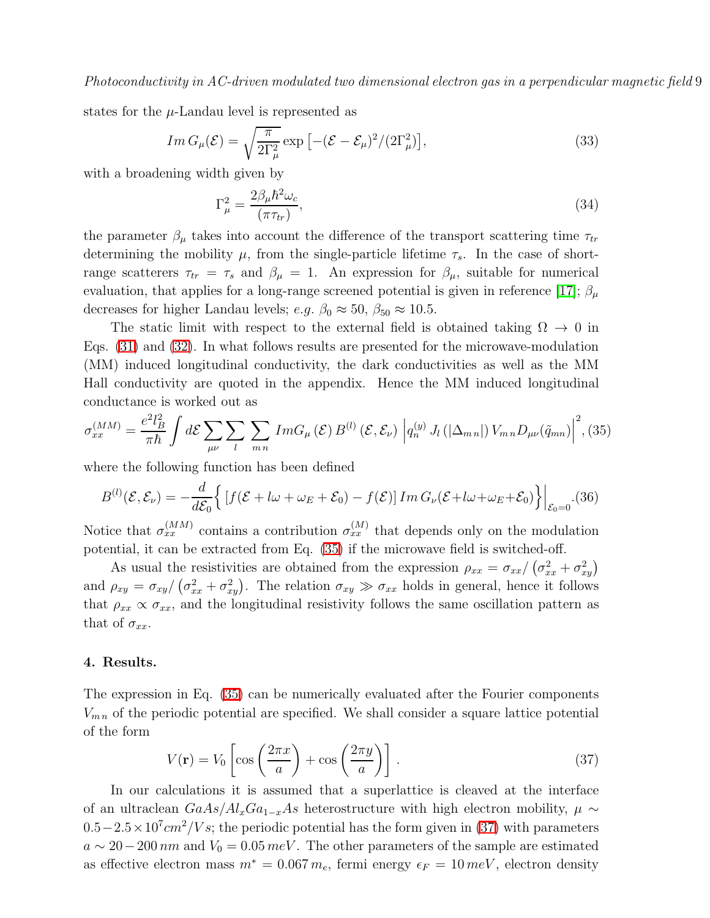states for the $\mu$-Landau level is represented as

$$Im\, G_\mu(\mathcal{E}) = \sqrt{\frac{\pi}{2\Gamma_\mu^2}} \exp\left[-(\mathcal{E} - \mathcal{E}_\mu)^2/(2\Gamma_\mu^2)\right], \tag{33}$$

with a broadening width given by

$$\Gamma_\mu^2 = \frac{2\beta_\mu \hbar^2 \omega_c}{(\pi \tau_{tr})}, \tag{34}$$

the parameter $\beta_\mu$ takes into account the difference of the transport scattering time $\tau_{tr}$ determining the mobility $\mu$, from the single-particle lifetime $\tau_s$. In the case of short-range scatterers $\tau_{tr} = \tau_s$ and $\beta_\mu = 1$. An expression for $\beta_\mu$, suitable for numerical evaluation, that applies for a long-range screened potential is given in reference [17]; $\beta_\mu$ decreases for higher Landau levels; *e.g.* $\beta_0 \approx 50$, $\beta_{50} \approx 10.5$.

The static limit with respect to the external field is obtained taking $\Omega \to 0$ in Eqs. (31) and (32). In what follows results are presented for the microwave-modulation (MM) induced longitudinal conductivity, the dark conductivities as well as the MM Hall conductivity are quoted in the appendix. Hence the MM induced longitudinal conductance is worked out as

$$\sigma_{xx}^{(MM)} = \frac{e^2 l_B^2}{\pi \hbar} \int d\mathcal{E} \sum_{\mu\nu} \sum_{l} \sum_{m\,n} Im G_\mu\left(\mathcal{E}\right) B^{(l)}\left(\mathcal{E}, \mathcal{E}_\nu\right) \left| q_n^{(y)} J_l\left(|\Delta_{m\,n}|\right) V_{m\,n} D_{\mu\nu}(\tilde{q}_{mn}) \right|^2, \tag{35}$$

where the following function has been defined

$$B^{(l)}(\mathcal{E}, \mathcal{E}_\nu) = -\frac{d}{d\mathcal{E}_0} \Big\{ \left[ f(\mathcal{E} + l\omega + \omega_E + \mathcal{E}_0) - f(\mathcal{E}) \right] Im\, G_\nu(\mathcal{E} + l\omega + \omega_E + \mathcal{E}_0) \Big\} \Big|_{\mathcal{E}_0 = 0}. \tag{36}$$

Notice that $\sigma_{xx}^{(MM)}$ contains a contribution $\sigma_{xx}^{(M)}$ that depends only on the modulation potential, it can be extracted from Eq. (35) if the microwave field is switched-off.

As usual the resistivities are obtained from the expression $\rho_{xx} = \sigma_{xx}/\left(\sigma_{xx}^2 + \sigma_{xy}^2\right)$ and $\rho_{xy} = \sigma_{xy}/\left(\sigma_{xx}^2 + \sigma_{xy}^2\right)$. The relation $\sigma_{xy} \gg \sigma_{xx}$ holds in general, hence it follows that $\rho_{xx} \propto \sigma_{xx}$, and the longitudinal resistivity follows the same oscillation pattern as that of $\sigma_{xx}$.

## 4. Results.

The expression in Eq. (35) can be numerically evaluated after the Fourier components $V_{m\,n}$ of the periodic potential are specified. We shall consider a square lattice potential of the form

$$V(\mathbf{r}) = V_0 \left[ \cos\left(\frac{2\pi x}{a}\right) + \cos\left(\frac{2\pi y}{a}\right) \right]. \tag{37}$$

In our calculations it is assumed that a superlattice is cleaved at the interface of an ultraclean $GaAs/Al_xGa_{1-x}As$ heterostructure with high electron mobility, $\mu \sim 0.5 - 2.5 \times 10^7 cm^2/V\,s$; the periodic potential has the form given in (37) with parameters $a \sim 20 - 200\,nm$ and $V_0 = 0.05\,meV$. The other parameters of the sample are estimated as effective electron mass $m^* = 0.067\,m_e$, fermi energy $\epsilon_F = 10\,meV$, electron density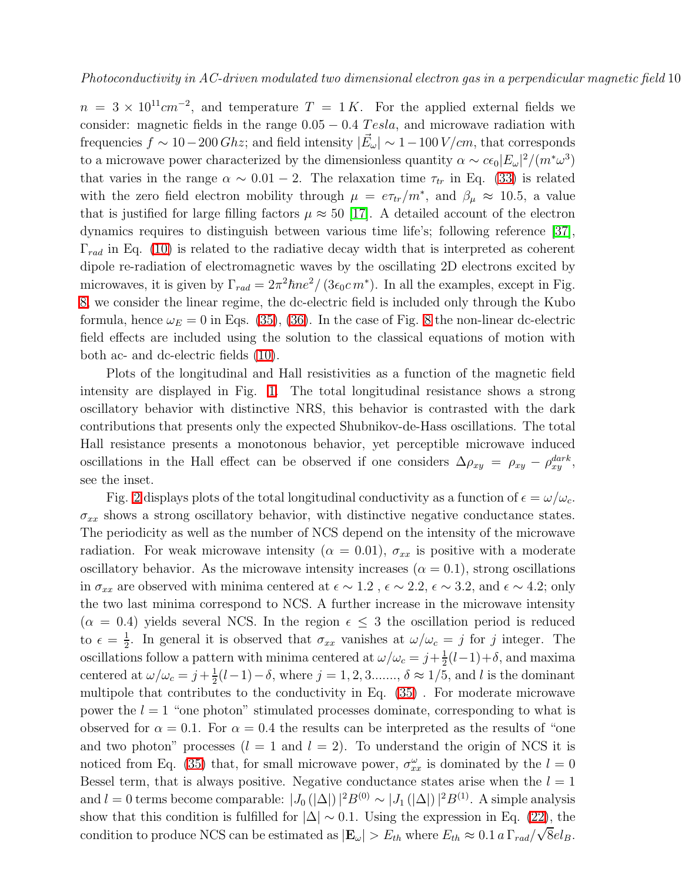$n = 3 \times 10^{11} cm^{-2}$, and temperature $T = 1\,K$. For the applied external fields we consider: magnetic fields in the range $0.05-0.4\,Tesla$, and microwave radiation with frequencies $f \sim 10-200\,Ghz$; and field intensity $|\vec{E}_\omega| \sim 1-100\,V/cm$, that corresponds to a microwave power characterized by the dimensionless quantity $\alpha \sim c\epsilon_0 |E_\omega|^2/(m^* \omega^3)$ that varies in the range $\alpha \sim 0.01-2$. The relaxation time $\tau_{tr}$ in Eq. (33) is related with the zero field electron mobility through $\mu = e\tau_{tr}/m^*$, and $\beta_\mu \approx 10.5$, a value that is justified for large filling factors $\mu \approx 50$ [17]. A detailed account of the electron dynamics requires to distinguish between various time life's; following reference [37], $\Gamma_{rad}$ in Eq. (10) is related to the radiative decay width that is interpreted as coherent dipole re-radiation of electromagnetic waves by the oscillating 2D electrons excited by microwaves, it is given by $\Gamma_{rad} = 2\pi^2 \hbar n e^2/(3\epsilon_0 c\, m^*)$. In all the examples, except in Fig. 8, we consider the linear regime, the dc-electric field is included only through the Kubo formula, hence $\omega_E = 0$ in Eqs. (35), (36). In the case of Fig. 8 the non-linear dc-electric field effects are included using the solution to the classical equations of motion with both ac- and dc-electric fields (10).

Plots of the longitudinal and Hall resistivities as a function of the magnetic field intensity are displayed in Fig. 1. The total longitudinal resistance shows a strong oscillatory behavior with distinctive NRS, this behavior is contrasted with the dark contributions that presents only the expected Shubnikov-de-Hass oscillations. The total Hall resistance presents a monotonous behavior, yet perceptible microwave induced oscillations in the Hall effect can be observed if one considers $\Delta\rho_{xy} = \rho_{xy} - \rho_{xy}^{dark}$, see the inset.

Fig. 2 displays plots of the total longitudinal conductivity as a function of $\epsilon = \omega/\omega_c$. $\sigma_{xx}$ shows a strong oscillatory behavior, with distinctive negative conductance states. The periodicity as well as the number of NCS depend on the intensity of the microwave radiation. For weak microwave intensity ($\alpha = 0.01$), $\sigma_{xx}$ is positive with a moderate oscillatory behavior. As the microwave intensity increases ($\alpha = 0.1$), strong oscillations in $\sigma_{xx}$ are observed with minima centered at $\epsilon \sim 1.2$ , $\epsilon \sim 2.2$, $\epsilon \sim 3.2$, and $\epsilon \sim 4.2$; only the two last minima correspond to NCS. A further increase in the microwave intensity ($\alpha = 0.4$) yields several NCS. In the region $\epsilon \leq 3$ the oscillation period is reduced to $\epsilon = \frac{1}{2}$. In general it is observed that $\sigma_{xx}$ vanishes at $\omega/\omega_c = j$ for $j$ integer. The oscillations follow a pattern with minima centered at $\omega/\omega_c = j + \frac{1}{2}(l-1) + \delta$, and maxima centered at $\omega/\omega_c = j + \frac{1}{2}(l-1) - \delta$, where $j = 1, 2, 3.......$, $\delta \approx 1/5$, and $l$ is the dominant multipole that contributes to the conductivity in Eq. (35) . For moderate microwave power the $l = 1$ "one photon" stimulated processes dominate, corresponding to what is observed for $\alpha = 0.1$. For $\alpha = 0.4$ the results can be interpreted as the results of "one and two photon" processes ($l = 1$ and $l = 2$). To understand the origin of NCS it is noticed from Eq. (35) that, for small microwave power, $\sigma_{xx}^{\omega}$ is dominated by the $l = 0$ Bessel term, that is always positive. Negative conductance states arise when the $l = 1$ and $l = 0$ terms become comparable: $|J_0(|\Delta|)|^2 B^{(0)} \sim |J_1(|\Delta|)|^2 B^{(1)}$. A simple analysis show that this condition is fulfilled for $|\Delta| \sim 0.1$. Using the expression in Eq. (22), the condition to produce NCS can be estimated as $|\mathbf{E}_\omega| > E_{th}$ where $E_{th} \approx 0.1\, a\, \Gamma_{rad}/\sqrt{8} e l_B$.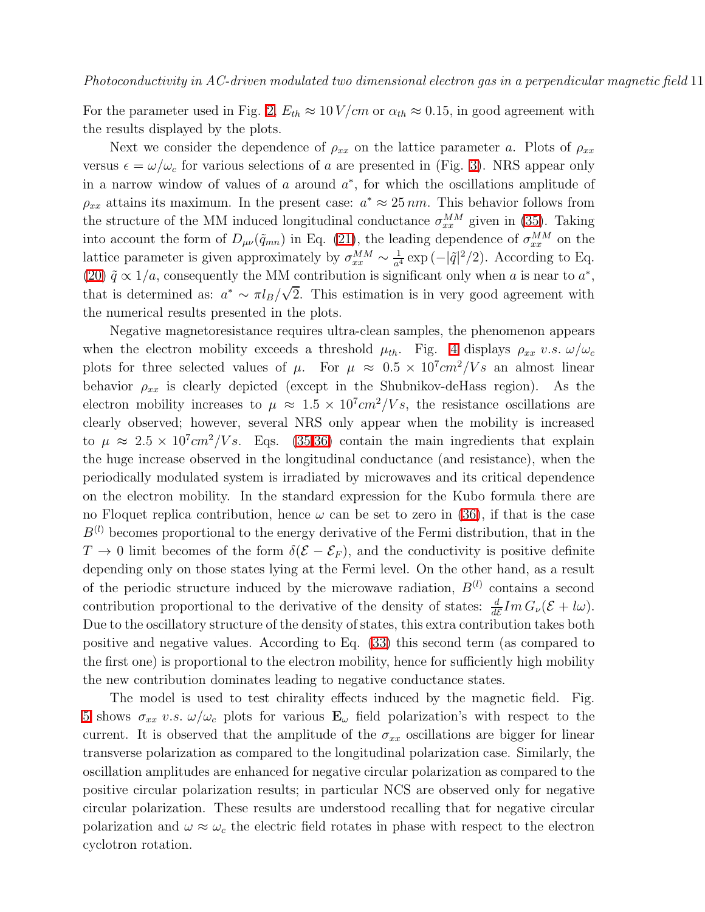For the parameter used in Fig. 2, $E_{th} \approx 10\,V/cm$ or $\alpha_{th} \approx 0.15$, in good agreement with the results displayed by the plots.

Next we consider the dependence of $\rho_{xx}$ on the lattice parameter $a$. Plots of $\rho_{xx}$ versus $\epsilon = \omega/\omega_c$ for various selections of $a$ are presented in (Fig. 3). NRS appear only in a narrow window of values of $a$ around $a^*$, for which the oscillations amplitude of $\rho_{xx}$ attains its maximum. In the present case: $a^* \approx 25\,nm$. This behavior follows from the structure of the MM induced longitudinal conductance $\sigma_{xx}^{MM}$ given in (35). Taking into account the form of $D_{\mu\nu}(\tilde{q}_{mn})$ in Eq. (21), the leading dependence of $\sigma_{xx}^{MM}$ on the lattice parameter is given approximately by $\sigma_{xx}^{MM} \sim \frac{1}{a^4}\exp\left(-|\tilde{q}|^2/2\right)$. According to Eq. (20) $\tilde{q} \propto 1/a$, consequently the MM contribution is significant only when $a$ is near to $a^*$, that is determined as: $a^* \sim \pi l_B/\sqrt{2}$. This estimation is in very good agreement with the numerical results presented in the plots.

Negative magnetoresistance requires ultra-clean samples, the phenomenon appears when the electron mobility exceeds a threshold $\mu_{th}$. Fig. 4 displays $\rho_{xx}$ *v.s.* $\omega/\omega_c$ plots for three selected values of $\mu$. For $\mu \approx 0.5 \times 10^7 cm^2/Vs$ an almost linear behavior $\rho_{xx}$ is clearly depicted (except in the Shubnikov-deHass region). As the electron mobility increases to $\mu \approx 1.5 \times 10^7 cm^2/Vs$, the resistance oscillations are clearly observed; however, several NRS only appear when the mobility is increased to $\mu \approx 2.5 \times 10^7 cm^2/Vs$. Eqs. (35,36) contain the main ingredients that explain the huge increase observed in the longitudinal conductance (and resistance), when the periodically modulated system is irradiated by microwaves and its critical dependence on the electron mobility. In the standard expression for the Kubo formula there are no Floquet replica contribution, hence $\omega$ can be set to zero in (36), if that is the case $B^{(l)}$ becomes proportional to the energy derivative of the Fermi distribution, that in the $T \to 0$ limit becomes of the form $\delta(\mathcal{E} - \mathcal{E}_F)$, and the conductivity is positive definite depending only on those states lying at the Fermi level. On the other hand, as a result of the periodic structure induced by the microwave radiation, $B^{(l)}$ contains a second contribution proportional to the derivative of the density of states: $\frac{d}{d\mathcal{E}} Im\, G_\nu(\mathcal{E} + l\omega)$. Due to the oscillatory structure of the density of states, this extra contribution takes both positive and negative values. According to Eq. (33) this second term (as compared to the first one) is proportional to the electron mobility, hence for sufficiently high mobility the new contribution dominates leading to negative conductance states.

The model is used to test chirality effects induced by the magnetic field. Fig. 5 shows $\sigma_{xx}$ *v.s.* $\omega/\omega_c$ plots for various $\mathbf{E}_\omega$ field polarization's with respect to the current. It is observed that the amplitude of the $\sigma_{xx}$ oscillations are bigger for linear transverse polarization as compared to the longitudinal polarization case. Similarly, the oscillation amplitudes are enhanced for negative circular polarization as compared to the positive circular polarization results; in particular NCS are observed only for negative circular polarization. These results are understood recalling that for negative circular polarization and $\omega \approx \omega_c$ the electric field rotates in phase with respect to the electron cyclotron rotation.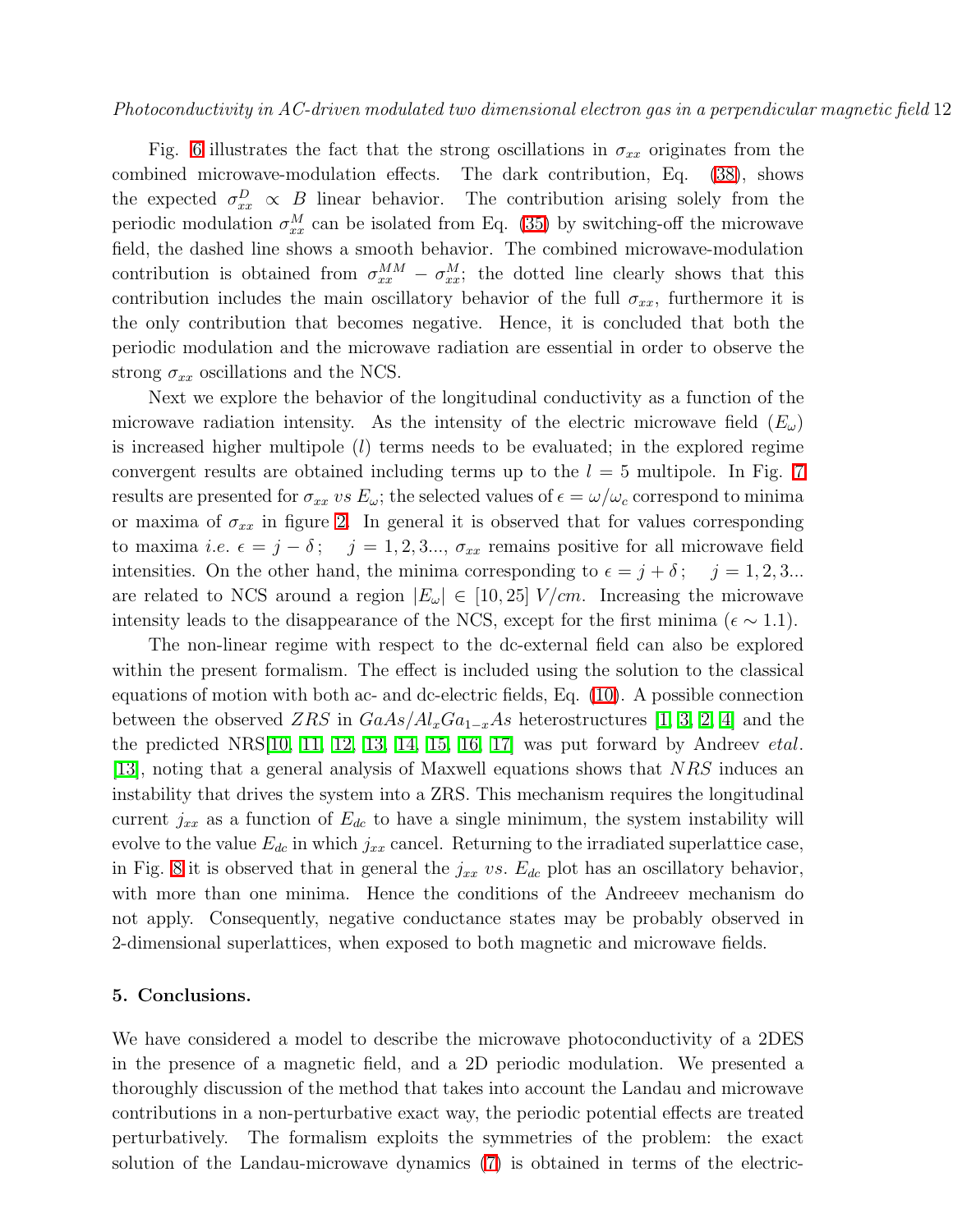Fig. 6 illustrates the fact that the strong oscillations in $\sigma_{xx}$ originates from the combined microwave-modulation effects. The dark contribution, Eq. (38), shows the expected $\sigma^{D}_{xx} \propto B$ linear behavior. The contribution arising solely from the periodic modulation $\sigma^{M}_{xx}$ can be isolated from Eq. (35) by switching-off the microwave field, the dashed line shows a smooth behavior. The combined microwave-modulation contribution is obtained from $\sigma^{MM}_{xx} - \sigma^{M}_{xx}$; the dotted line clearly shows that this contribution includes the main oscillatory behavior of the full $\sigma_{xx}$, furthermore it is the only contribution that becomes negative. Hence, it is concluded that both the periodic modulation and the microwave radiation are essential in order to observe the strong $\sigma_{xx}$ oscillations and the NCS.

Next we explore the behavior of the longitudinal conductivity as a function of the microwave radiation intensity. As the intensity of the electric microwave field ($E_\omega$) is increased higher multipole ($l$) terms needs to be evaluated; in the explored regime convergent results are obtained including terms up to the $l = 5$ multipole. In Fig. 7 results are presented for $\sigma_{xx}$ *vs* $E_\omega$; the selected values of $\epsilon = \omega/\omega_c$ correspond to minima or maxima of $\sigma_{xx}$ in figure 2. In general it is observed that for values corresponding to maxima *i.e.* $\epsilon = j - \delta\,; \quad j = 1, 2, 3...$, $\sigma_{xx}$ remains positive for all microwave field intensities. On the other hand, the minima corresponding to $\epsilon = j + \delta\,; \quad j = 1, 2, 3...$ are related to NCS around a region $|E_\omega| \in [10, 25]\ V/cm$. Increasing the microwave intensity leads to the disappearance of the NCS, except for the first minima ($\epsilon \sim 1.1$).

The non-linear regime with respect to the dc-external field can also be explored within the present formalism. The effect is included using the solution to the classical equations of motion with both ac- and dc-electric fields, Eq. (10). A possible connection between the observed $ZRS$ in $GaAs/Al_xGa_{1-x}As$ heterostructures [1, 3, 2, 4] and the the predicted NRS[10, 11, 12, 13, 14, 15, 16, 17] was put forward by Andreev *etal.* [13], noting that a general analysis of Maxwell equations shows that $NRS$ induces an instability that drives the system into a ZRS. This mechanism requires the longitudinal current $j_{xx}$ as a function of $E_{dc}$ to have a single minimum, the system instability will evolve to the value $E_{dc}$ in which $j_{xx}$ cancel. Returning to the irradiated superlattice case, in Fig. 8 it is observed that in general the $j_{xx}$ *vs.* $E_{dc}$ plot has an oscillatory behavior, with more than one minima. Hence the conditions of the Andreeev mechanism do not apply. Consequently, negative conductance states may be probably observed in 2-dimensional superlattices, when exposed to both magnetic and microwave fields.

## 5. Conclusions.

We have considered a model to describe the microwave photoconductivity of a 2DES in the presence of a magnetic field, and a 2D periodic modulation. We presented a thoroughly discussion of the method that takes into account the Landau and microwave contributions in a non-perturbative exact way, the periodic potential effects are treated perturbatively. The formalism exploits the symmetries of the problem: the exact solution of the Landau-microwave dynamics (7) is obtained in terms of the electric-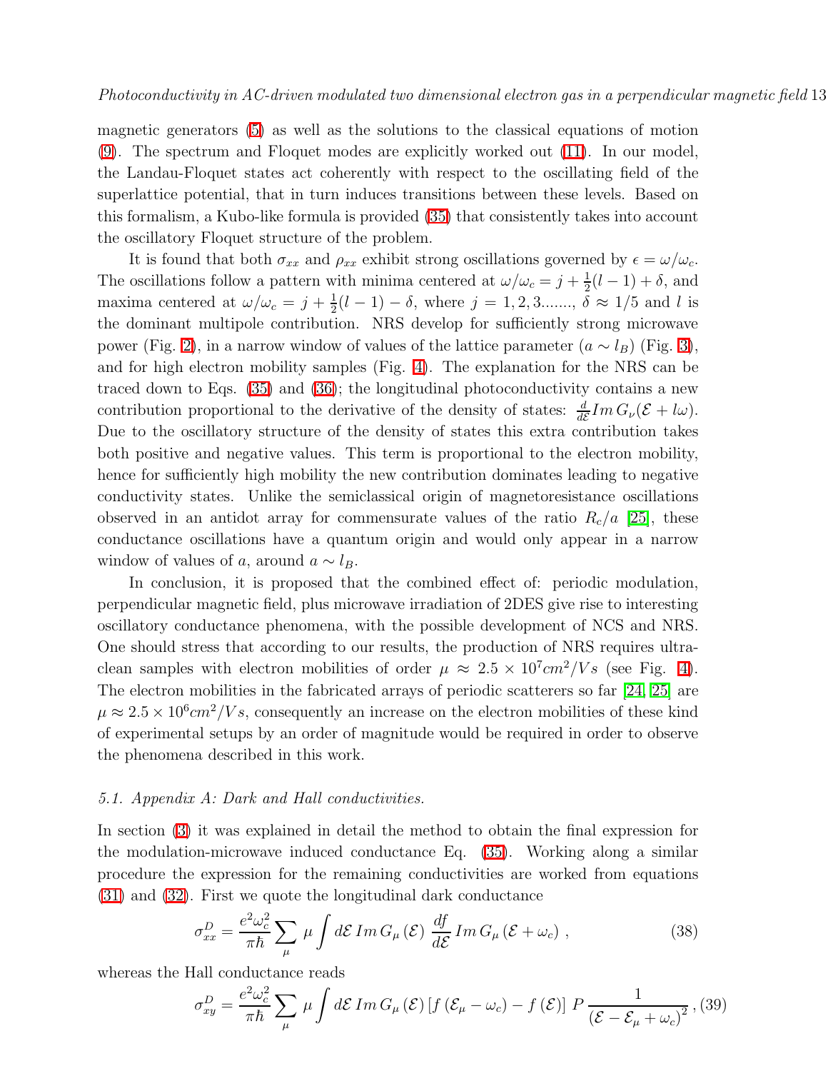magnetic generators (5) as well as the solutions to the classical equations of motion (9). The spectrum and Floquet modes are explicitly worked out (11). In our model, the Landau-Floquet states act coherently with respect to the oscillating field of the superlattice potential, that in turn induces transitions between these levels. Based on this formalism, a Kubo-like formula is provided (35) that consistently takes into account the oscillatory Floquet structure of the problem.

It is found that both $\sigma_{xx}$ and $\rho_{xx}$ exhibit strong oscillations governed by $\epsilon = \omega/\omega_c$. The oscillations follow a pattern with minima centered at $\omega/\omega_c = j + \frac{1}{2}(l-1) + \delta$, and maxima centered at $\omega/\omega_c = j + \frac{1}{2}(l-1) - \delta$, where $j = 1, 2, 3.......$, $\delta \approx 1/5$ and $l$ is the dominant multipole contribution. NRS develop for sufficiently strong microwave power (Fig. 2), in a narrow window of values of the lattice parameter ($a \sim l_B$) (Fig. 3), and for high electron mobility samples (Fig. 4). The explanation for the NRS can be traced down to Eqs. (35) and (36); the longitudinal photoconductivity contains a new contribution proportional to the derivative of the density of states: $\frac{d}{d\mathcal{E}} Im\, G_\nu(\mathcal{E} + l\omega)$. Due to the oscillatory structure of the density of states this extra contribution takes both positive and negative values. This term is proportional to the electron mobility, hence for sufficiently high mobility the new contribution dominates leading to negative conductivity states. Unlike the semiclassical origin of magnetoresistance oscillations observed in an antidot array for commensurate values of the ratio $R_c/a$ [25], these conductance oscillations have a quantum origin and would only appear in a narrow window of values of $a$, around $a \sim l_B$.

In conclusion, it is proposed that the combined effect of: periodic modulation, perpendicular magnetic field, plus microwave irradiation of 2DES give rise to interesting oscillatory conductance phenomena, with the possible development of NCS and NRS. One should stress that according to our results, the production of NRS requires ultra-clean samples with electron mobilities of order $\mu \approx 2.5 \times 10^7 cm^2/Vs$ (see Fig. 4). The electron mobilities in the fabricated arrays of periodic scatterers so far [24, 25] are $\mu \approx 2.5 \times 10^6 cm^2/Vs$, consequently an increase on the electron mobilities of these kind of experimental setups by an order of magnitude would be required in order to observe the phenomena described in this work.

### *5.1. Appendix A: Dark and Hall conductivities.*

In section (3) it was explained in detail the method to obtain the final expression for the modulation-microwave induced conductance Eq. (35). Working along a similar procedure the expression for the remaining conductivities are worked from equations (31) and (32). First we quote the longitudinal dark conductance

$$\sigma^D_{xx} = \frac{e^2\omega_c^2}{\pi\hbar} \sum_\mu \mu \int d\mathcal{E}\, Im\, G_\mu(\mathcal{E})\, \frac{df}{d\mathcal{E}}\, Im\, G_\mu(\mathcal{E} + \omega_c)\,, \tag{38}$$

whereas the Hall conductance reads

$$\sigma^D_{xy} = \frac{e^2\omega_c^2}{\pi\hbar} \sum_\mu \mu \int d\mathcal{E}\, Im\, G_\mu(\mathcal{E}) \left[f(\mathcal{E}_\mu - \omega_c) - f(\mathcal{E})\right]\, P\, \frac{1}{(\mathcal{E} - \mathcal{E}_\mu + \omega_c)^2}\,, \tag{39}$$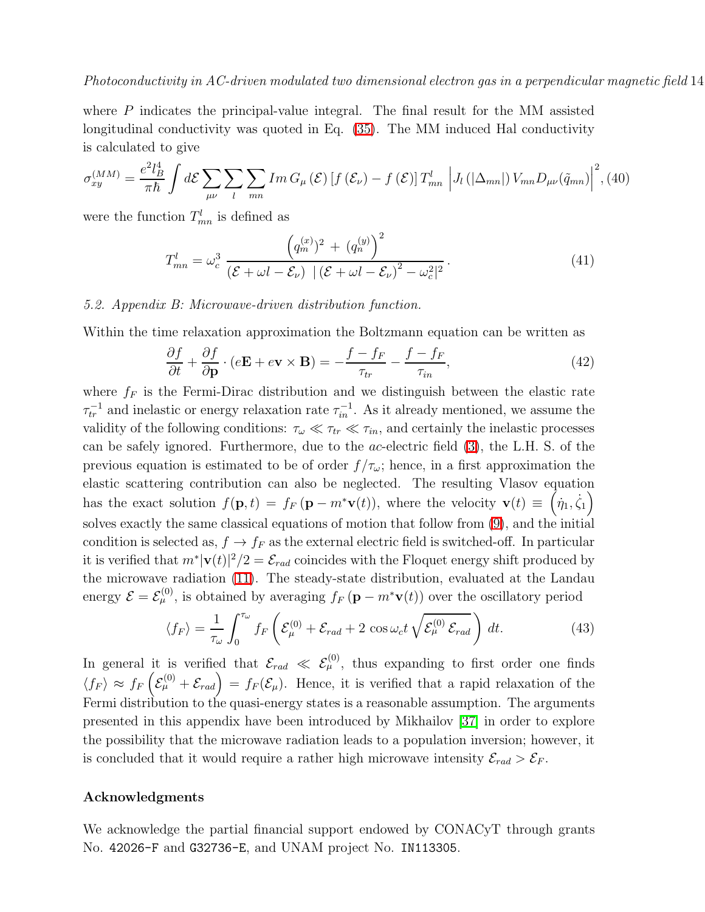where $P$ indicates the principal-value integral. The final result for the MM assisted longitudinal conductivity was quoted in Eq. (35). The MM induced Hal conductivity is calculated to give

$$\sigma_{xy}^{(MM)} = \frac{e^2 l_B^4}{\pi \hbar} \int d\mathcal{E} \sum_{\mu\nu} \sum_{l} \sum_{mn} Im\, G_\mu\left(\mathcal{E}\right) \left[f\left(\mathcal{E}_\nu\right) - f\left(\mathcal{E}\right)\right] T_{mn}^{l} \left| J_l\left(|\Delta_{mn}|\right) V_{mn} D_{\mu\nu}(\tilde{q}_{mn}) \right|^2, \quad (40)$$

were the function $T_{mn}^{l}$ is defined as

$$T_{mn}^{l} = \omega_c^3 \, \frac{\left( (q_m^{(x)})^2 \, + \, (q_n^{(y)}) \right)^2}{\left(\mathcal{E} + \omega l - \mathcal{E}_\nu\right) \, \left| \left(\mathcal{E} + \omega l - \mathcal{E}_\nu\right)^2 - \omega_c^2 \right|^2} \, . \quad (41)$$

### 5.2. Appendix B: Microwave-driven distribution function.

Within the time relaxation approximation the Boltzmann equation can be written as

$$\frac{\partial f}{\partial t} + \frac{\partial f}{\partial \mathbf{p}} \cdot \left(e\mathbf{E} + e\mathbf{v} \times \mathbf{B}\right) = -\frac{f - f_F}{\tau_{tr}} - \frac{f - f_F}{\tau_{in}}, \quad (42)$$

where $f_F$ is the Fermi-Dirac distribution and we distinguish between the elastic rate $\tau_{tr}^{-1}$ and inelastic or energy relaxation rate $\tau_{in}^{-1}$. As it already mentioned, we assume the validity of the following conditions: $\tau_\omega \ll \tau_{tr} \ll \tau_{in}$, and certainly the inelastic processes can be safely ignored. Furthermore, due to the *ac*-electric field (3), the L.H. S. of the previous equation is estimated to be of order $f/\tau_\omega$; hence, in a first approximation the elastic scattering contribution can also be neglected. The resulting Vlasov equation has the exact solution $f(\mathbf{p}, t) = f_F\left(\mathbf{p} - m^* \mathbf{v}(t)\right)$, where the velocity $\mathbf{v}(t) \equiv \left(\dot{\eta}_1, \dot{\zeta}_1\right)$ solves exactly the same classical equations of motion that follow from (9), and the initial condition is selected as, $f \to f_F$ as the external electric field is switched-off. In particular it is verified that $m^* |\mathbf{v}(t)|^2/2 = \mathcal{E}_{rad}$ coincides with the Floquet energy shift produced by the microwave radiation (11). The steady-state distribution, evaluated at the Landau energy $\mathcal{E} = \mathcal{E}_\mu^{(0)}$, is obtained by averaging $f_F\left(\mathbf{p} - m^* \mathbf{v}(t)\right)$ over the oscillatory period

$$\langle f_F \rangle = \frac{1}{\tau_\omega} \int_0^{\tau_\omega} f_F\left( \mathcal{E}_\mu^{(0)} + \mathcal{E}_{rad} + 2\, \cos \omega_c t \, \sqrt{\mathcal{E}_\mu^{(0)}\, \mathcal{E}_{rad}} \right) \, dt. \quad (43)$$

In general it is verified that $\mathcal{E}_{rad} \ll \mathcal{E}_\mu^{(0)}$, thus expanding to first order one finds $\langle f_F \rangle \approx f_F\left(\mathcal{E}_\mu^{(0)} + \mathcal{E}_{rad}\right) = f_F(\mathcal{E}_\mu)$. Hence, it is verified that a rapid relaxation of the Fermi distribution to the quasi-energy states is a reasonable assumption. The arguments presented in this appendix have been introduced by Mikhailov [37] in order to explore the possibility that the microwave radiation leads to a population inversion; however, it is concluded that it would require a rather high microwave intensity $\mathcal{E}_{rad} > \mathcal{E}_F$.

## Acknowledgments

We acknowledge the partial financial support endowed by CONACyT through grants No. 42026-F and G32736-E, and UNAM project No. IN113305.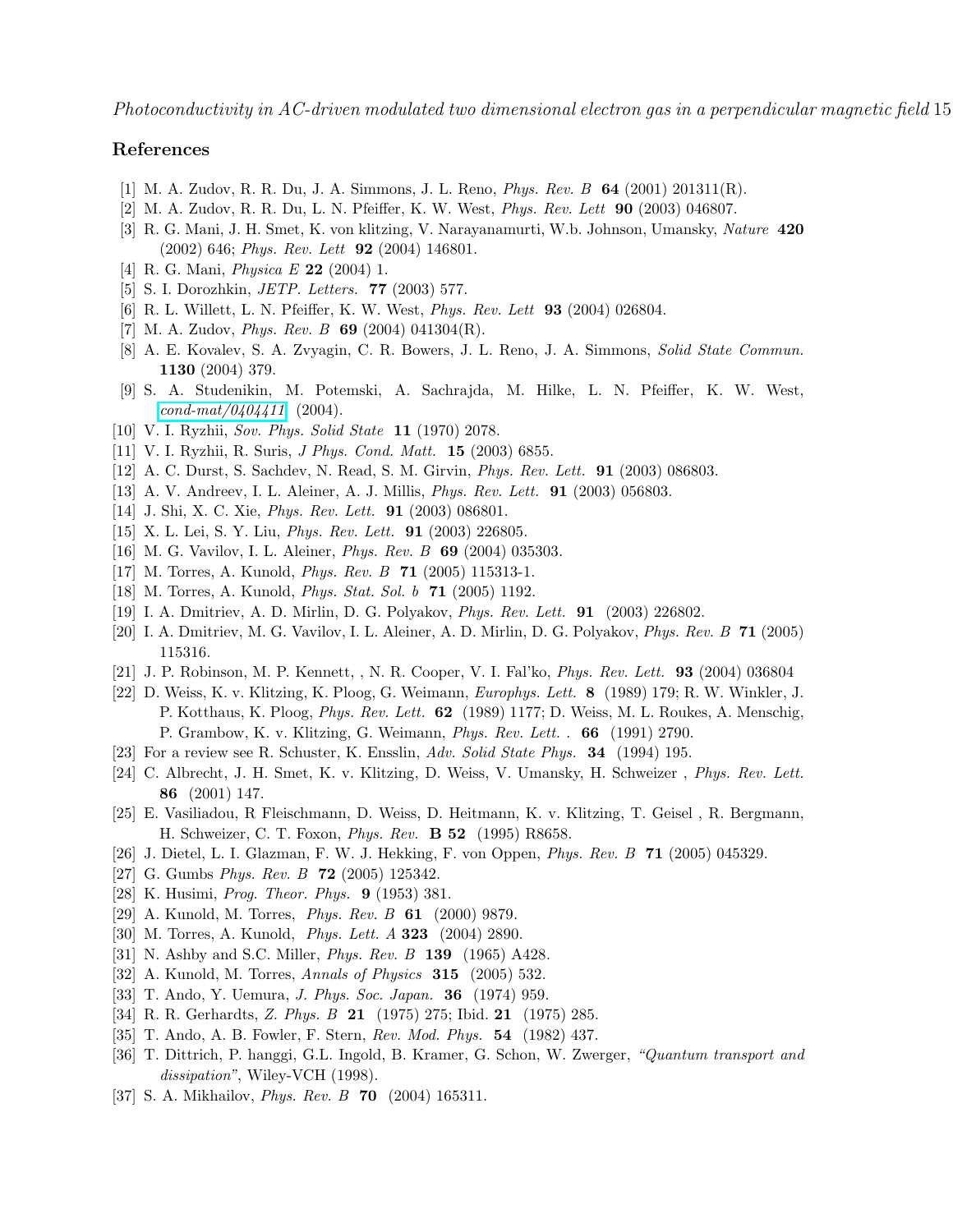## References

[1] M. A. Zudov, R. R. Du, J. A. Simmons, J. L. Reno, *Phys. Rev. B* **64** (2001) 201311(R).

[2] M. A. Zudov, R. R. Du, L. N. Pfeiffer, K. W. West, *Phys. Rev. Lett* **90** (2003) 046807.

[3] R. G. Mani, J. H. Smet, K. von klitzing, V. Narayanamurti, W.b. Johnson, Umansky, *Nature* **420** (2002) 646; *Phys. Rev. Lett* **92** (2004) 146801.

[4] R. G. Mani, *Physica E* **22** (2004) 1.

[5] S. I. Dorozhkin, *JETP. Letters.* **77** (2003) 577.

[6] R. L. Willett, L. N. Pfeiffer, K. W. West, *Phys. Rev. Lett* **93** (2004) 026804.

[7] M. A. Zudov, *Phys. Rev. B* **69** (2004) 041304(R).

[8] A. E. Kovalev, S. A. Zvyagin, C. R. Bowers, J. L. Reno, J. A. Simmons, *Solid State Commun.* **1130** (2004) 379.

[9] S. A. Studenikin, M. Potemski, A. Sachrajda, M. Hilke, L. N. Pfeiffer, K. W. West, *cond-mat/0404411* (2004).

[10] V. I. Ryzhii, *Sov. Phys. Solid State* **11** (1970) 2078.

[11] V. I. Ryzhii, R. Suris, *J Phys. Cond. Matt.* **15** (2003) 6855.

[12] A. C. Durst, S. Sachdev, N. Read, S. M. Girvin, *Phys. Rev. Lett.* **91** (2003) 086803.

[13] A. V. Andreev, I. L. Aleiner, A. J. Millis, *Phys. Rev. Lett.* **91** (2003) 056803.

[14] J. Shi, X. C. Xie, *Phys. Rev. Lett.* **91** (2003) 086801.

[15] X. L. Lei, S. Y. Liu, *Phys. Rev. Lett.* **91** (2003) 226805.

[16] M. G. Vavilov, I. L. Aleiner, *Phys. Rev. B* **69** (2004) 035303.

[17] M. Torres, A. Kunold, *Phys. Rev. B* **71** (2005) 115313-1.

[18] M. Torres, A. Kunold, *Phys. Stat. Sol. b* **71** (2005) 1192.

[19] I. A. Dmitriev, A. D. Mirlin, D. G. Polyakov, *Phys. Rev. Lett.* **91** (2003) 226802.

[20] I. A. Dmitriev, M. G. Vavilov, I. L. Aleiner, A. D. Mirlin, D. G. Polyakov, *Phys. Rev. B* **71** (2005) 115316.

[21] J. P. Robinson, M. P. Kennett, , N. R. Cooper, V. I. Fal'ko, *Phys. Rev. Lett.* **93** (2004) 036804

[22] D. Weiss, K. v. Klitzing, K. Ploog, G. Weimann, *Europhys. Lett.* **8** (1989) 179; R. W. Winkler, J. P. Kotthaus, K. Ploog, *Phys. Rev. Lett.* **62** (1989) 1177; D. Weiss, M. L. Roukes, A. Menschig, P. Grambow, K. v. Klitzing, G. Weimann, *Phys. Rev. Lett. .* **66** (1991) 2790.

[23] For a review see R. Schuster, K. Ensslin, *Adv. Solid State Phys.* **34** (1994) 195.

[24] C. Albrecht, J. H. Smet, K. v. Klitzing, D. Weiss, V. Umansky, H. Schweizer , *Phys. Rev. Lett.* **86** (2001) 147.

[25] E. Vasiliadou, R Fleischmann, D. Weiss, D. Heitmann, K. v. Klitzing, T. Geisel , R. Bergmann, H. Schweizer, C. T. Foxon, *Phys. Rev.* **B 52** (1995) R8658.

[26] J. Dietel, L. I. Glazman, F. W. J. Hekking, F. von Oppen, *Phys. Rev. B* **71** (2005) 045329.

[27] G. Gumbs *Phys. Rev. B* **72** (2005) 125342.

[28] K. Husimi, *Prog. Theor. Phys.* **9** (1953) 381.

[29] A. Kunold, M. Torres, *Phys. Rev. B* **61** (2000) 9879.

[30] M. Torres, A. Kunold, *Phys. Lett. A* **323** (2004) 2890.

[31] N. Ashby and S.C. Miller, *Phys. Rev. B* **139** (1965) A428.

[32] A. Kunold, M. Torres, *Annals of Physics* **315** (2005) 532.

[33] T. Ando, Y. Uemura, *J. Phys. Soc. Japan.* **36** (1974) 959.

[34] R. R. Gerhardts, *Z. Phys. B* **21** (1975) 275; Ibid. **21** (1975) 285.

[35] T. Ando, A. B. Fowler, F. Stern, *Rev. Mod. Phys.* **54** (1982) 437.

[36] T. Dittrich, P. hanggi, G.L. Ingold, B. Kramer, G. Schon, W. Zwerger, *"Quantum transport and dissipation"*, Wiley-VCH (1998).

[37] S. A. Mikhailov, *Phys. Rev. B* **70** (2004) 165311.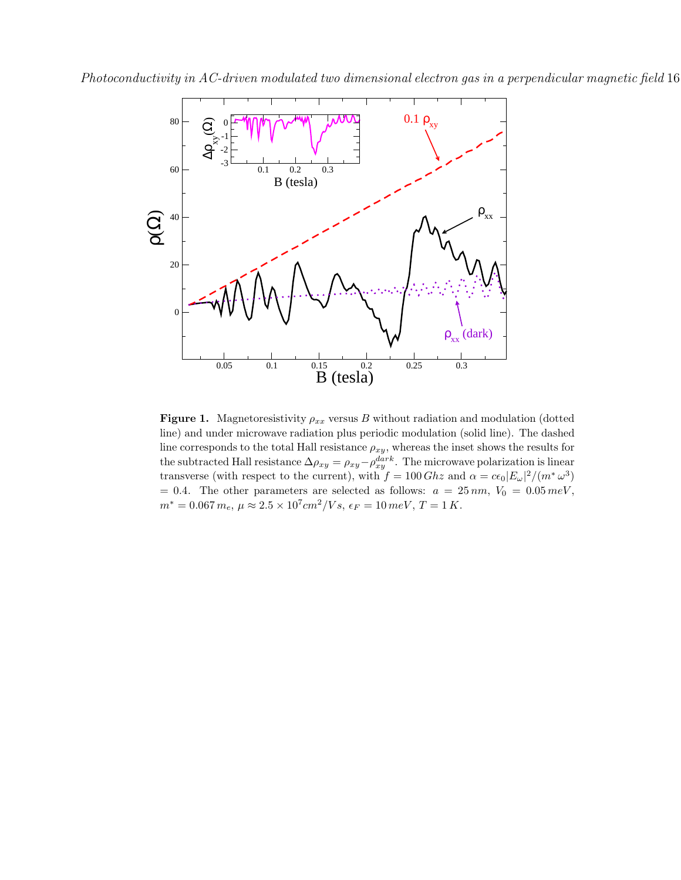**Figure 1.** Magnetoresistivity $\rho_{xx}$ versus $B$ without radiation and modulation (dotted line) and under microwave radiation plus periodic modulation (solid line). The dashed line corresponds to the total Hall resistance $\rho_{xy}$, whereas the inset shows the results for the subtracted Hall resistance $\Delta\rho_{xy} = \rho_{xy} - \rho_{xy}^{dark}$. The microwave polarization is linear transverse (with respect to the current), with $f = 100\,Ghz$ and $\alpha = c\epsilon_0|E_\omega|^2/(m^*\omega^3)$ $= 0.4$. The other parameters are selected as follows: $a = 25\,nm$, $V_0 = 0.05\,meV$, $m^* = 0.067\,m_e$, $\mu \approx 2.5\times10^7 cm^2/Vs$, $\epsilon_F = 10\,meV$, $T = 1\,K$.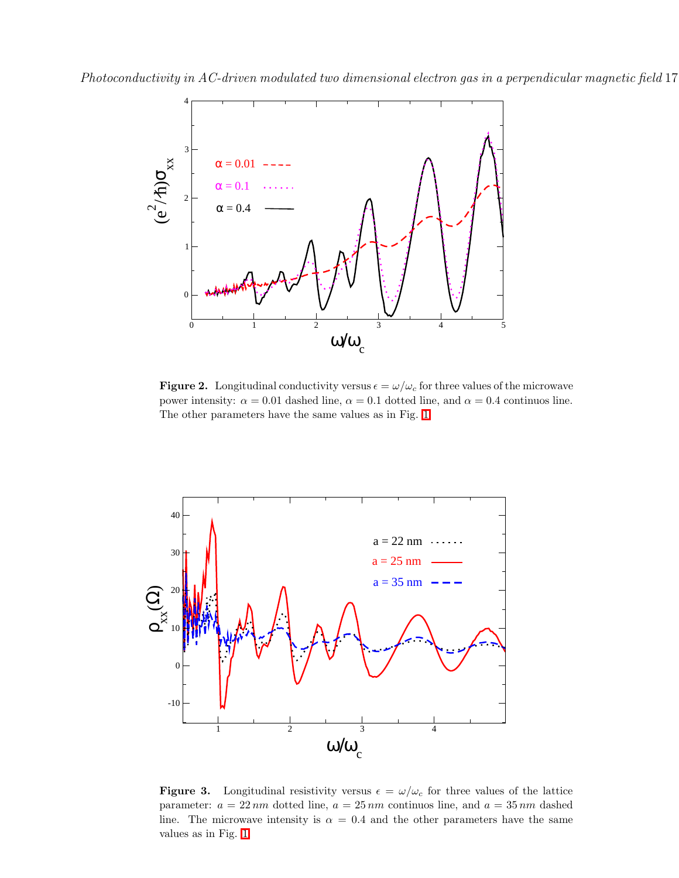**Figure 2.** Longitudinal conductivity versus $\epsilon = \omega/\omega_c$ for three values of the microwave power intensity: $\alpha = 0.01$ dashed line, $\alpha = 0.1$ dotted line, and $\alpha = 0.4$ continuos line. The other parameters have the same values as in Fig. 1.

**Figure 3.** Longitudinal resistivity versus $\epsilon = \omega/\omega_c$ for three values of the lattice parameter: $a = 22\,nm$ dotted line, $a = 25\,nm$ continuos line, and $a = 35\,nm$ dashed line. The microwave intensity is $\alpha = 0.4$ and the other parameters have the same values as in Fig. 1.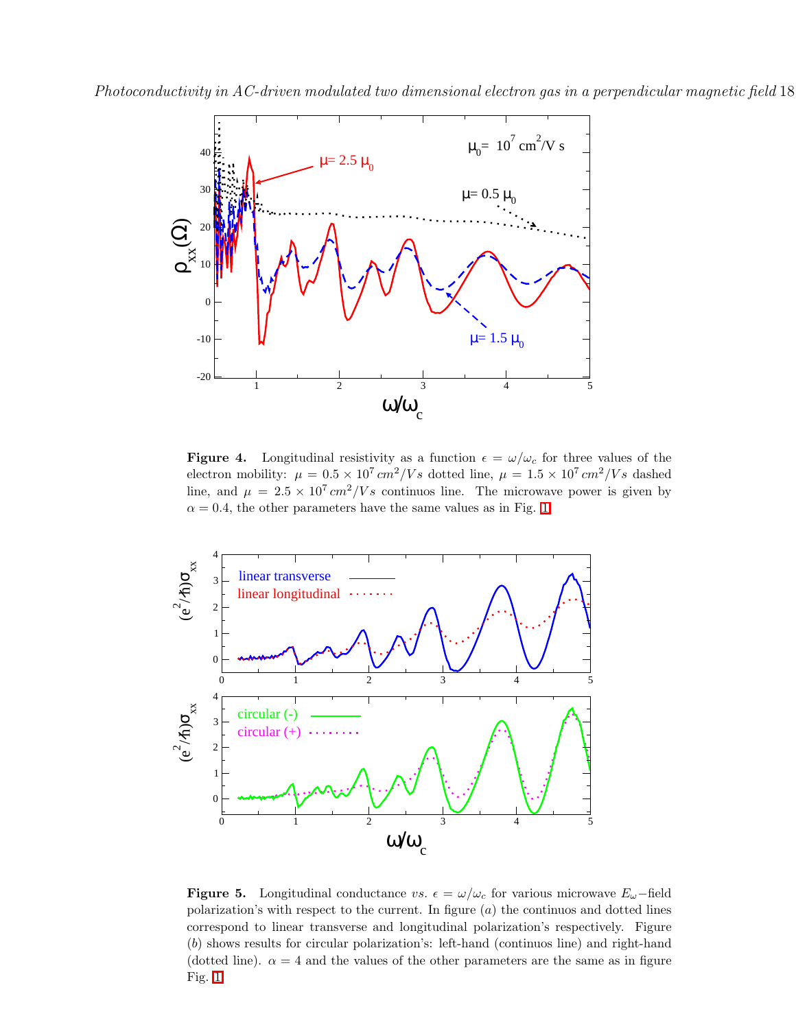**Figure 4.** Longitudinal resistivity as a function $\epsilon = \omega/\omega_c$ for three values of the electron mobility: $\mu = 0.5 \times 10^7\, cm^2/Vs$ dotted line, $\mu = 1.5 \times 10^7\, cm^2/Vs$ dashed line, and $\mu = 2.5 \times 10^7\, cm^2/Vs$ continuos line. The microwave power is given by $\alpha = 0.4$, the other parameters have the same values as in Fig. 1

**Figure 5.** Longitudinal conductance *vs.* $\epsilon = \omega/\omega_c$ for various microwave $E_\omega-$field polarization's with respect to the current. In figure $(a)$ the continuos and dotted lines correspond to linear transverse and longitudinal polarization's respectively. Figure $(b)$ shows results for circular polarization's: left-hand (continuos line) and right-hand (dotted line). $\alpha = 4$ and the values of the other parameters are the same as in figure Fig. 1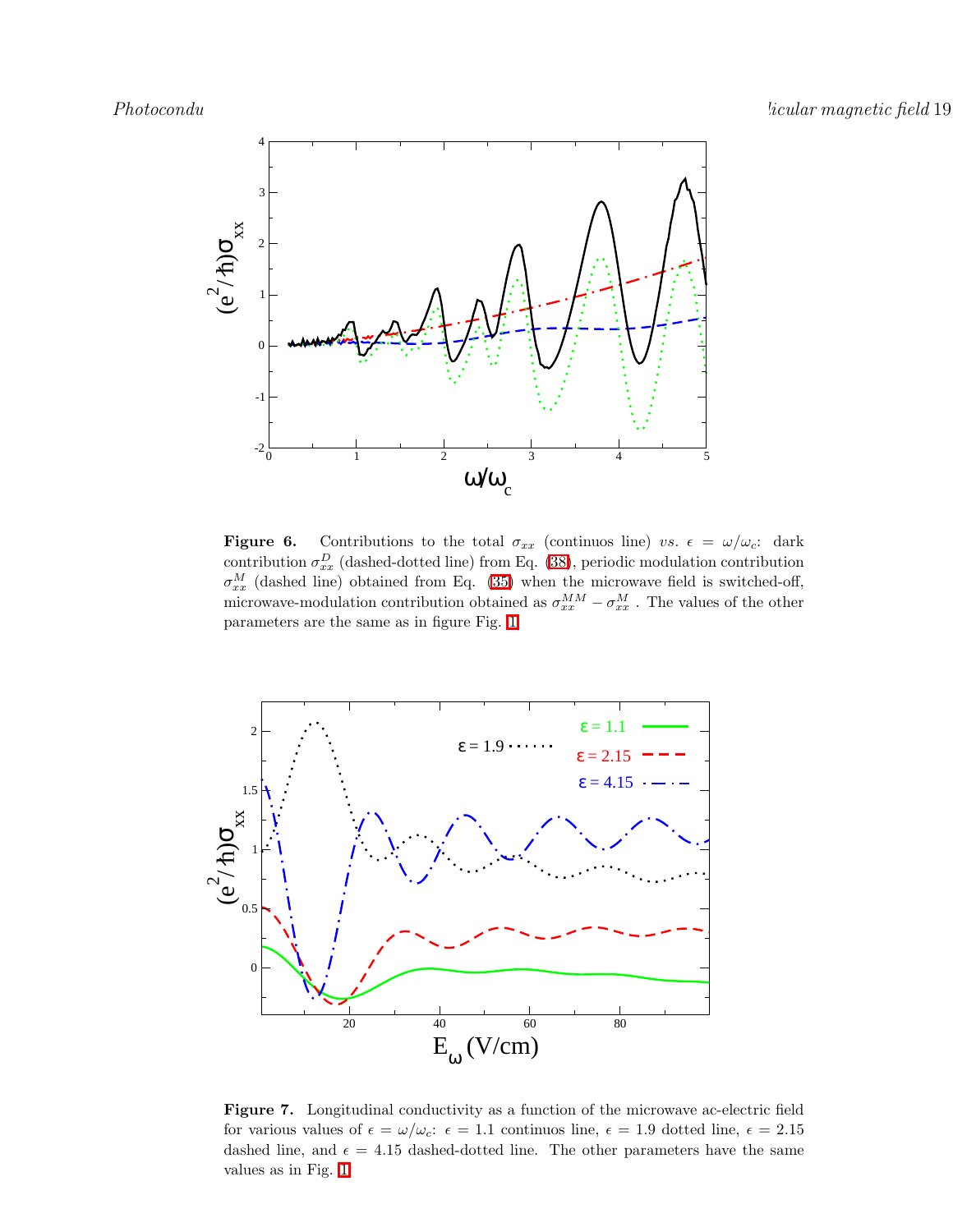**Figure 6.** Contributions to the total $\sigma_{xx}$ (continuos line) *vs.* $\epsilon = \omega/\omega_c$: dark contribution $\sigma_{xx}^D$ (dashed-dotted line) from Eq. (38), periodic modulation contribution $\sigma_{xx}^M$ (dashed line) obtained from Eq. (35) when the microwave field is switched-off, microwave-modulation contribution obtained as $\sigma_{xx}^{MM} - \sigma_{xx}^M$ . The values of the other parameters are the same as in figure Fig. 1

**Figure 7.** Longitudinal conductivity as a function of the microwave ac-electric field for various values of $\epsilon = \omega/\omega_c$: $\epsilon = 1.1$ continuos line, $\epsilon = 1.9$ dotted line, $\epsilon = 2.15$ dashed line, and $\epsilon = 4.15$ dashed-dotted line. The other parameters have the same values as in Fig. 1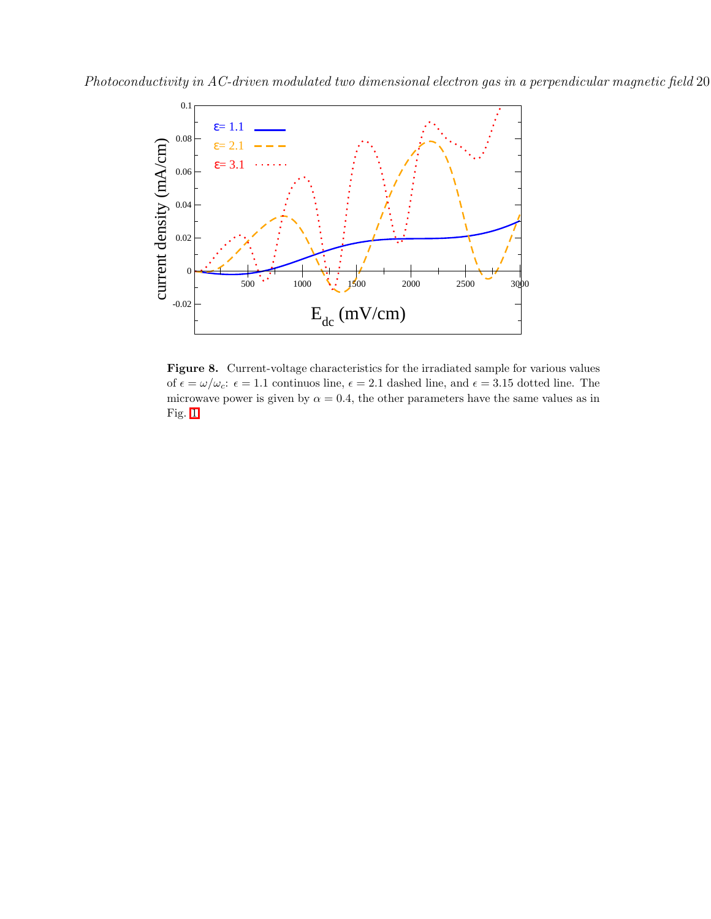ε= 1.1
ε= 2.1
ε= 3.1

0.1
0.08
0.06
0.04
0.02
0
-0.02

500
1000
1500
2000
2500
3000

current density (mA/cm)

$E_{dc}$ (mV/cm)

**Figure 8.** Current-voltage characteristics for the irradiated sample for various values of $\epsilon = \omega/\omega_c$: $\epsilon = 1.1$ continuos line, $\epsilon = 2.1$ dashed line, and $\epsilon = 3.15$ dotted line. The microwave power is given by $\alpha = 0.4$, the other parameters have the same values as in Fig. 1